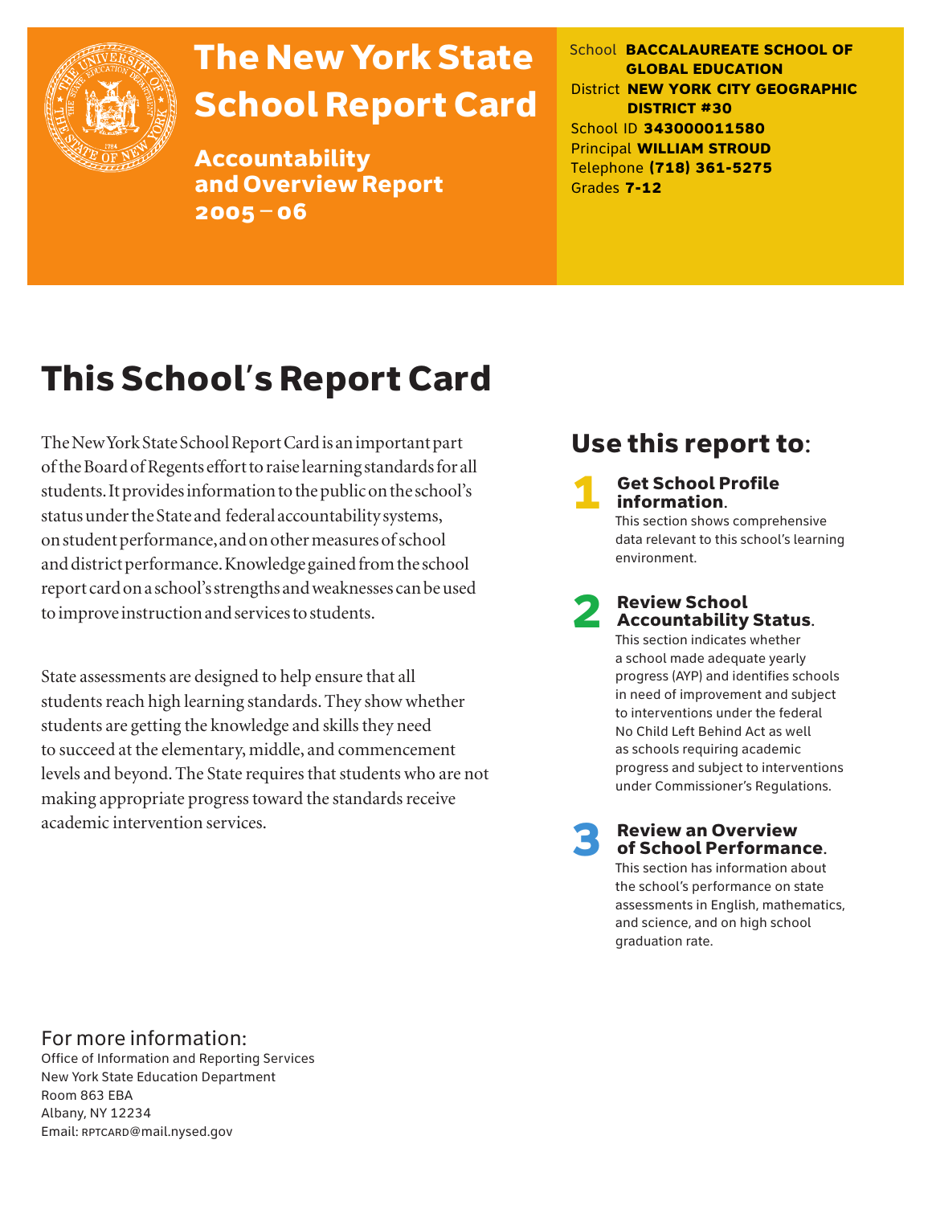# The New York State School Report Card

**Accountability and Overview Report 2005 – 06**

School **BACCALAUREATE SCHOOL OF GLOBAL EDUCATION**
District **NEW YORK CITY GEOGRAPHIC DISTRICT #30**
School ID **343000011580**
Principal **WILLIAM STROUD**
Telephone **(718) 361-5275**
Grades **7-12**

# This School's Report Card

The New York State School Report Card is an important part of the Board of Regents effort to raise learning standards for all students. It provides information to the public on the school's status under the State and federal accountability systems, on student performance, and on other measures of school and district performance. Knowledge gained from the school report card on a school's strengths and weaknesses can be used to improve instruction and services to students.

State assessments are designed to help ensure that all students reach high learning standards. They show whether students are getting the knowledge and skills they need to succeed at the elementary, middle, and commencement levels and beyond. The State requires that students who are not making appropriate progress toward the standards receive academic intervention services.

## Use this report to:

**1 Get School Profile information.**
This section shows comprehensive data relevant to this school's learning environment.

**2 Review School Accountability Status.**
This section indicates whether a school made adequate yearly progress (AYP) and identifies schools in need of improvement and subject to interventions under the federal No Child Left Behind Act as well as schools requiring academic progress and subject to interventions under Commissioner's Regulations.

**3 Review an Overview of School Performance.**
This section has information about the school's performance on state assessments in English, mathematics, and science, and on high school graduation rate.

For more information:
Office of Information and Reporting Services
New York State Education Department
Room 863 EBA
Albany, NY 12234
Email: RPTCARD@mail.nysed.gov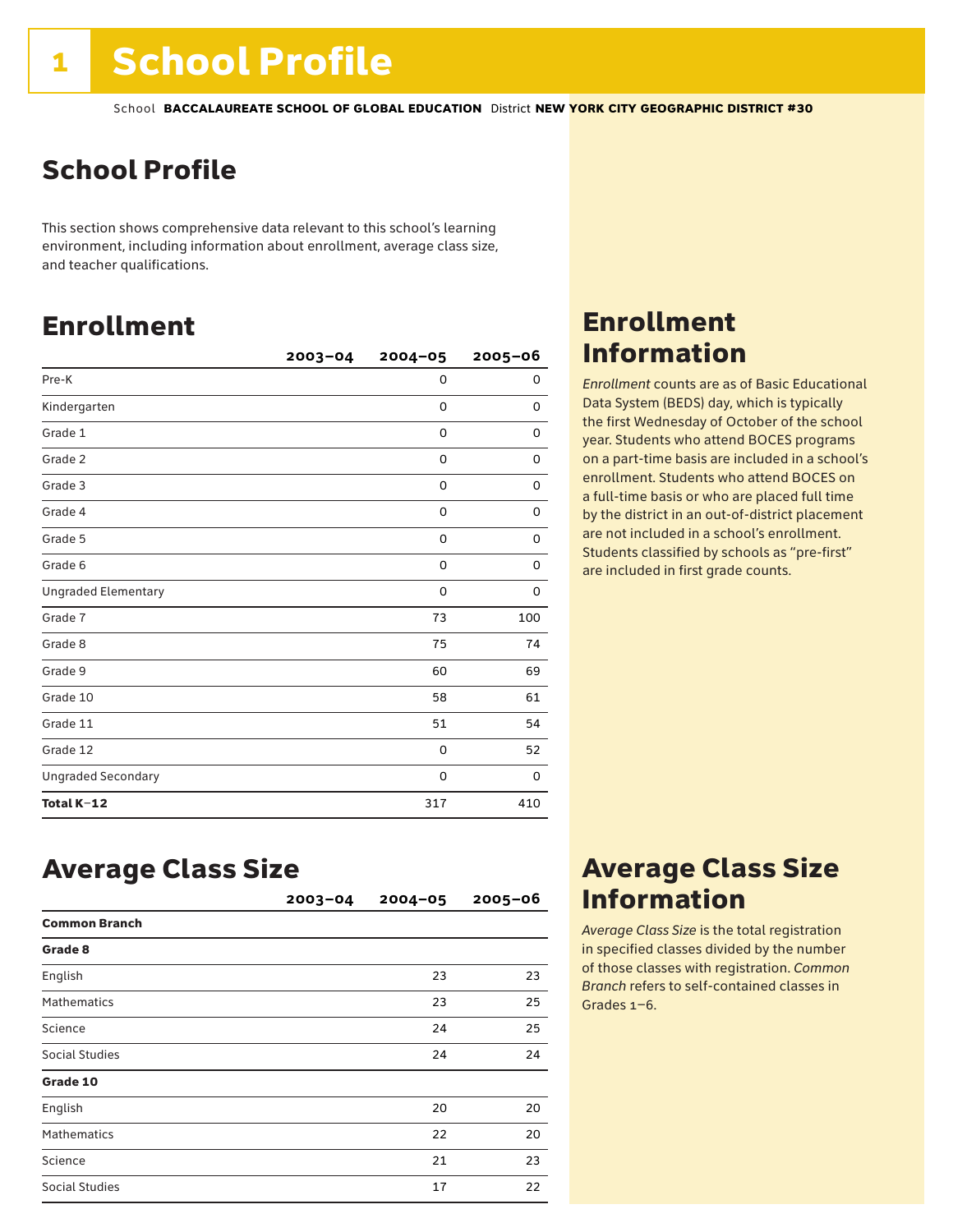# 1 School Profile

School **BACCALAUREATE SCHOOL OF GLOBAL EDUCATION** District **NEW YORK CITY GEOGRAPHIC DISTRICT #30**

## School Profile

This section shows comprehensive data relevant to this school's learning environment, including information about enrollment, average class size, and teacher qualifications.

## Enrollment

| | 2003–04 | 2004–05 | 2005–06 |
|---|---|---|---|
| Pre-K | | 0 | 0 |
| Kindergarten | | 0 | 0 |
| Grade 1 | | 0 | 0 |
| Grade 2 | | 0 | 0 |
| Grade 3 | | 0 | 0 |
| Grade 4 | | 0 | 0 |
| Grade 5 | | 0 | 0 |
| Grade 6 | | 0 | 0 |
| Ungraded Elementary | | 0 | 0 |
| Grade 7 | | 73 | 100 |
| Grade 8 | | 75 | 74 |
| Grade 9 | | 60 | 69 |
| Grade 10 | | 58 | 61 |
| Grade 11 | | 51 | 54 |
| Grade 12 | | 0 | 52 |
| Ungraded Secondary | | 0 | 0 |
| **Total K–12** | | 317 | 410 |

## Enrollment Information

*Enrollment* counts are as of Basic Educational Data System (BEDS) day, which is typically the first Wednesday of October of the school year. Students who attend BOCES programs on a part-time basis are included in a school's enrollment. Students who attend BOCES on a full-time basis or who are placed full time by the district in an out-of-district placement are not included in a school's enrollment. Students classified by schools as "pre-first" are included in first grade counts.

## Average Class Size

| | 2003–04 | 2004–05 | 2005–06 |
|---|---|---|---|
| **Common Branch** | | | |
| **Grade 8** | | | |
| English | | 23 | 23 |
| Mathematics | | 23 | 25 |
| Science | | 24 | 25 |
| Social Studies | | 24 | 24 |
| **Grade 10** | | | |
| English | | 20 | 20 |
| Mathematics | | 22 | 20 |
| Science | | 21 | 23 |
| Social Studies | | 17 | 22 |

## Average Class Size Information

*Average Class Size* is the total registration in specified classes divided by the number of those classes with registration. *Common Branch* refers to self-contained classes in Grades 1–6.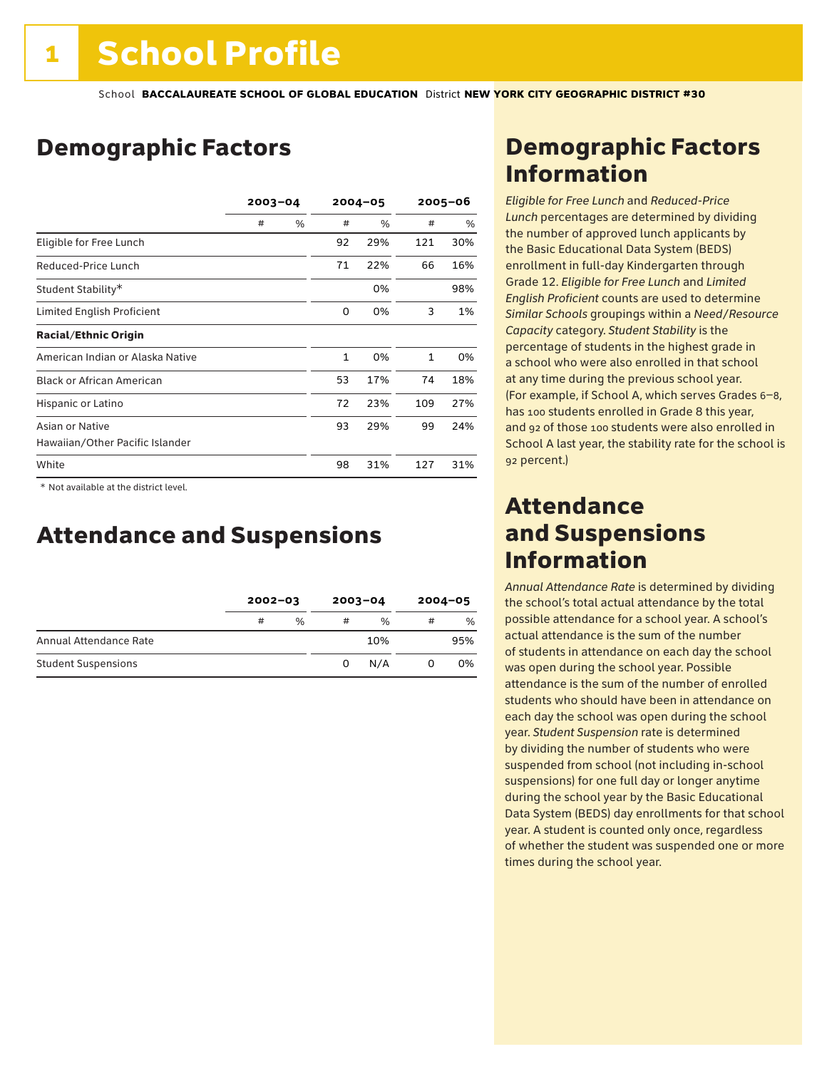# 1 School Profile

School **BACCALAUREATE SCHOOL OF GLOBAL EDUCATION** District **NEW YORK CITY GEOGRAPHIC DISTRICT #30**

## Demographic Factors

| | 2003–04 | | 2004–05 | | 2005–06 | |
|---|---|---|---|---|---|---|
| | # | % | # | % | # | % |
| Eligible for Free Lunch | | | 92 | 29% | 121 | 30% |
| Reduced-Price Lunch | | | 71 | 22% | 66 | 16% |
| Student Stability* | | | | 0% | | 98% |
| Limited English Proficient | | | 0 | 0% | 3 | 1% |
| **Racial/Ethnic Origin** | | | | | | |
| American Indian or Alaska Native | | | 1 | 0% | 1 | 0% |
| Black or African American | | | 53 | 17% | 74 | 18% |
| Hispanic or Latino | | | 72 | 23% | 109 | 27% |
| Asian or Native Hawaiian/Other Pacific Islander | | | 93 | 29% | 99 | 24% |
| White | | | 98 | 31% | 127 | 31% |

* Not available at the district level.

## Attendance and Suspensions

| | 2002–03 | | 2003–04 | | 2004–05 | |
|---|---|---|---|---|---|---|
| | # | % | # | % | # | % |
| Annual Attendance Rate | | | | 10% | | 95% |
| Student Suspensions | | | 0 | N/A | 0 | 0% |

## Demographic Factors Information

*Eligible for Free Lunch* and *Reduced-Price Lunch* percentages are determined by dividing the number of approved lunch applicants by the Basic Educational Data System (BEDS) enrollment in full-day Kindergarten through Grade 12. *Eligible for Free Lunch* and *Limited English Proficient* counts are used to determine *Similar Schools* groupings within a *Need/Resource Capacity* category. *Student Stability* is the percentage of students in the highest grade in a school who were also enrolled in that school at any time during the previous school year. (For example, if School A, which serves Grades 6–8, has 100 students enrolled in Grade 8 this year, and 92 of those 100 students were also enrolled in School A last year, the stability rate for the school is 92 percent.)

## Attendance and Suspensions Information

*Annual Attendance Rate* is determined by dividing the school's total actual attendance by the total possible attendance for a school year. A school's actual attendance is the sum of the number of students in attendance on each day the school was open during the school year. Possible attendance is the sum of the number of enrolled students who should have been in attendance on each day the school was open during the school year. *Student Suspension* rate is determined by dividing the number of students who were suspended from school (not including in-school suspensions) for one full day or longer anytime during the school year by the Basic Educational Data System (BEDS) day enrollments for that school year. A student is counted only once, regardless of whether the student was suspended one or more times during the school year.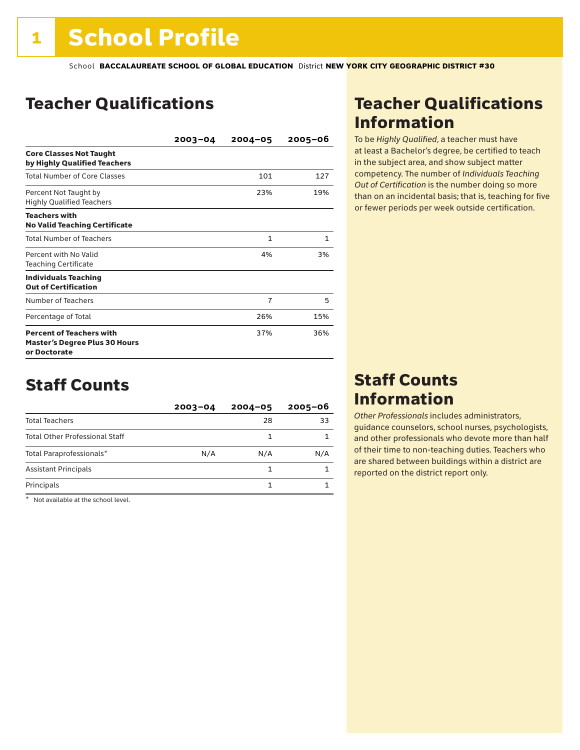# 1 School Profile

School **BACCALAUREATE SCHOOL OF GLOBAL EDUCATION** District **NEW YORK CITY GEOGRAPHIC DISTRICT #30**

## Teacher Qualifications

| | 2003–04 | 2004–05 | 2005–06 |
|---|---|---|---|
| **Core Classes Not Taught by Highly Qualified Teachers** | | | |
| Total Number of Core Classes | | 101 | 127 |
| Percent Not Taught by Highly Qualified Teachers | | 23% | 19% |
| **Teachers with No Valid Teaching Certificate** | | | |
| Total Number of Teachers | | 1 | 1 |
| Percent with No Valid Teaching Certificate | | 4% | 3% |
| **Individuals Teaching Out of Certification** | | | |
| Number of Teachers | | 7 | 5 |
| Percentage of Total | | 26% | 15% |
| **Percent of Teachers with Master's Degree Plus 30 Hours or Doctorate** | | 37% | 36% |

## Teacher Qualifications Information

To be *Highly Qualified*, a teacher must have at least a Bachelor's degree, be certified to teach in the subject area, and show subject matter competency. The number of *Individuals Teaching Out of Certification* is the number doing so more than on an incidental basis; that is, teaching for five or fewer periods per week outside certification.

## Staff Counts

| | 2003–04 | 2004–05 | 2005–06 |
|---|---|---|---|
| Total Teachers | | 28 | 33 |
| Total Other Professional Staff | | 1 | 1 |
| Total Paraprofessionals* | N/A | N/A | N/A |
| Assistant Principals | | 1 | 1 |
| Principals | | 1 | 1 |

\* Not available at the school level.

## Staff Counts Information

*Other Professionals* includes administrators, guidance counselors, school nurses, psychologists, and other professionals who devote more than half of their time to non-teaching duties. Teachers who are shared between buildings within a district are reported on the district report only.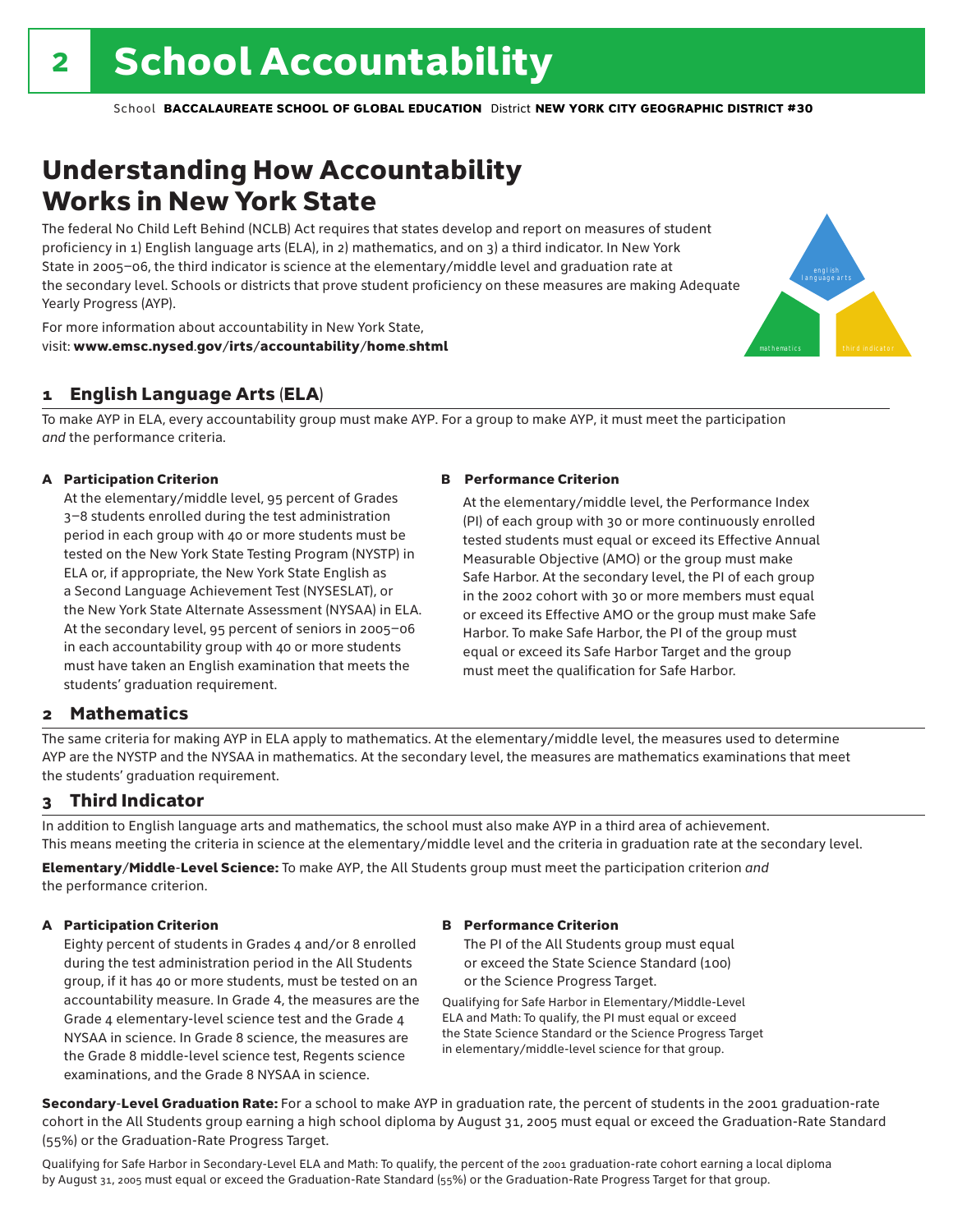# 2 School Accountability

School **BACCALAUREATE SCHOOL OF GLOBAL EDUCATION** District **NEW YORK CITY GEOGRAPHIC DISTRICT #30**

## Understanding How Accountability Works in New York State

The federal No Child Left Behind (NCLB) Act requires that states develop and report on measures of student proficiency in 1) English language arts (ELA), in 2) mathematics, and on 3) a third indicator. In New York State in 2005–06, the third indicator is science at the elementary/middle level and graduation rate at the secondary level. Schools or districts that prove student proficiency on these measures are making Adequate Yearly Progress (AYP).

For more information about accountability in New York State, visit: **www.emsc.nysed.gov/irts/accountability/home.shtml**

english language arts

mathematics

third indicator

### 1 English Language Arts (ELA)

To make AYP in ELA, every accountability group must make AYP. For a group to make AYP, it must meet the participation *and* the performance criteria.

**A Participation Criterion**

At the elementary/middle level, 95 percent of Grades 3–8 students enrolled during the test administration period in each group with 40 or more students must be tested on the New York State Testing Program (NYSTP) in ELA or, if appropriate, the New York State English as a Second Language Achievement Test (NYSESLAT), or the New York State Alternate Assessment (NYSAA) in ELA. At the secondary level, 95 percent of seniors in 2005–06 in each accountability group with 40 or more students must have taken an English examination that meets the students' graduation requirement.

**B Performance Criterion**

At the elementary/middle level, the Performance Index (PI) of each group with 30 or more continuously enrolled tested students must equal or exceed its Effective Annual Measurable Objective (AMO) or the group must make Safe Harbor. At the secondary level, the PI of each group in the 2002 cohort with 30 or more members must equal or exceed its Effective AMO or the group must make Safe Harbor. To make Safe Harbor, the PI of the group must equal or exceed its Safe Harbor Target and the group must meet the qualification for Safe Harbor.

### 2 Mathematics

The same criteria for making AYP in ELA apply to mathematics. At the elementary/middle level, the measures used to determine AYP are the NYSTP and the NYSAA in mathematics. At the secondary level, the measures are mathematics examinations that meet the students' graduation requirement.

### 3 Third Indicator

In addition to English language arts and mathematics, the school must also make AYP in a third area of achievement. This means meeting the criteria in science at the elementary/middle level and the criteria in graduation rate at the secondary level.

**Elementary/Middle-Level Science:** To make AYP, the All Students group must meet the participation criterion *and* the performance criterion.

**A Participation Criterion**

Eighty percent of students in Grades 4 and/or 8 enrolled during the test administration period in the All Students group, if it has 40 or more students, must be tested on an accountability measure. In Grade 4, the measures are the Grade 4 elementary-level science test and the Grade 4 NYSAA in science. In Grade 8 science, the measures are the Grade 8 middle-level science test, Regents science examinations, and the Grade 8 NYSAA in science.

**B Performance Criterion**

The PI of the All Students group must equal or exceed the State Science Standard (100) or the Science Progress Target.

Qualifying for Safe Harbor in Elementary/Middle-Level ELA and Math: To qualify, the PI must equal or exceed the State Science Standard or the Science Progress Target in elementary/middle-level science for that group.

**Secondary-Level Graduation Rate:** For a school to make AYP in graduation rate, the percent of students in the 2001 graduation-rate cohort in the All Students group earning a high school diploma by August 31, 2005 must equal or exceed the Graduation-Rate Standard (55%) or the Graduation-Rate Progress Target.

Qualifying for Safe Harbor in Secondary-Level ELA and Math: To qualify, the percent of the 2001 graduation-rate cohort earning a local diploma by August 31, 2005 must equal or exceed the Graduation-Rate Standard (55%) or the Graduation-Rate Progress Target for that group.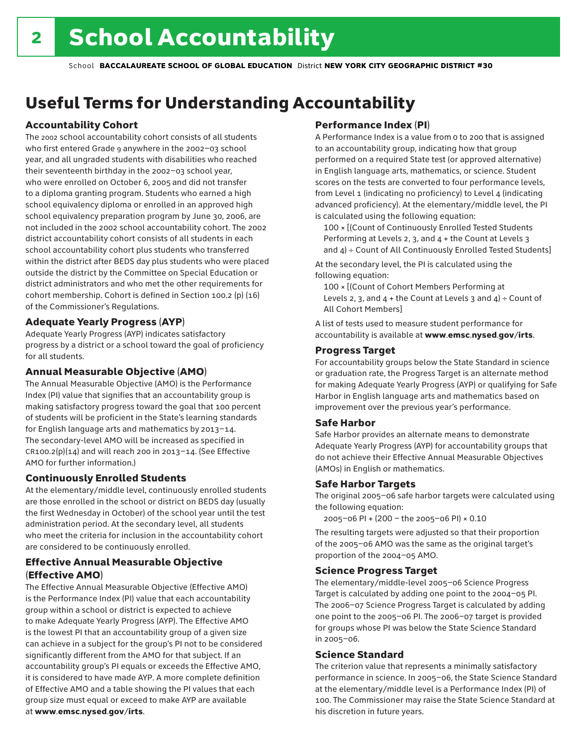# School Accountability

School **BACCALAUREATE SCHOOL OF GLOBAL EDUCATION** District **NEW YORK CITY GEOGRAPHIC DISTRICT #30**

## Useful Terms for Understanding Accountability

### Accountability Cohort

The 2002 school accountability cohort consists of all students who first entered Grade 9 anywhere in the 2002–03 school year, and all ungraded students with disabilities who reached their seventeenth birthday in the 2002–03 school year, who were enrolled on October 6, 2005 and did not transfer to a diploma granting program. Students who earned a high school equivalency diploma or enrolled in an approved high school equivalency preparation program by June 30, 2006, are not included in the 2002 school accountability cohort. The 2002 district accountability cohort consists of all students in each school accountability cohort plus students who transferred within the district after BEDS day plus students who were placed outside the district by the Committee on Special Education or district administrators and who met the other requirements for cohort membership. Cohort is defined in Section 100.2 (p) (16) of the Commissioner's Regulations.

### Adequate Yearly Progress (AYP)

Adequate Yearly Progress (AYP) indicates satisfactory progress by a district or a school toward the goal of proficiency for all students.

### Annual Measurable Objective (AMO)

The Annual Measurable Objective (AMO) is the Performance Index (PI) value that signifies that an accountability group is making satisfactory progress toward the goal that 100 percent of students will be proficient in the State's learning standards for English language arts and mathematics by 2013–14. The secondary-level AMO will be increased as specified in CR100.2(p)(14) and will reach 200 in 2013–14. (See Effective AMO for further information.)

### Continuously Enrolled Students

At the elementary/middle level, continuously enrolled students are those enrolled in the school or district on BEDS day (usually the first Wednesday in October) of the school year until the test administration period. At the secondary level, all students who meet the criteria for inclusion in the accountability cohort are considered to be continuously enrolled.

### Effective Annual Measurable Objective (Effective AMO)

The Effective Annual Measurable Objective (Effective AMO) is the Performance Index (PI) value that each accountability group within a school or district is expected to achieve to make Adequate Yearly Progress (AYP). The Effective AMO is the lowest PI that an accountability group of a given size can achieve in a subject for the group's PI not to be considered significantly different from the AMO for that subject. If an accountability group's PI equals or exceeds the Effective AMO, it is considered to have made AYP. A more complete definition of Effective AMO and a table showing the PI values that each group size must equal or exceed to make AYP are available at **www.emsc.nysed.gov/irts**.

### Performance Index (PI)

A Performance Index is a value from 0 to 200 that is assigned to an accountability group, indicating how that group performed on a required State test (or approved alternative) in English language arts, mathematics, or science. Student scores on the tests are converted to four performance levels, from Level 1 (indicating no proficiency) to Level 4 (indicating advanced proficiency). At the elementary/middle level, the PI is calculated using the following equation:

100 × [(Count of Continuously Enrolled Tested Students Performing at Levels 2, 3, and 4 + the Count at Levels 3 and 4) ÷ Count of All Continuously Enrolled Tested Students]

At the secondary level, the PI is calculated using the following equation:

100 × [(Count of Cohort Members Performing at Levels 2, 3, and 4 + the Count at Levels 3 and 4) ÷ Count of All Cohort Members]

A list of tests used to measure student performance for accountability is available at **www.emsc.nysed.gov/irts**.

### Progress Target

For accountability groups below the State Standard in science or graduation rate, the Progress Target is an alternate method for making Adequate Yearly Progress (AYP) or qualifying for Safe Harbor in English language arts and mathematics based on improvement over the previous year's performance.

### Safe Harbor

Safe Harbor provides an alternate means to demonstrate Adequate Yearly Progress (AYP) for accountability groups that do not achieve their Effective Annual Measurable Objectives (AMOs) in English or mathematics.

### Safe Harbor Targets

The original 2005–06 safe harbor targets were calculated using the following equation:

2005–06 PI + (200 – the 2005–06 PI) × 0.10

The resulting targets were adjusted so that their proportion of the 2005–06 AMO was the same as the original target's proportion of the 2004–05 AMO.

### Science Progress Target

The elementary/middle-level 2005–06 Science Progress Target is calculated by adding one point to the 2004–05 PI. The 2006–07 Science Progress Target is calculated by adding one point to the 2005–06 PI. The 2006–07 target is provided for groups whose PI was below the State Science Standard in 2005–06.

### Science Standard

The criterion value that represents a minimally satisfactory performance in science. In 2005–06, the State Science Standard at the elementary/middle level is a Performance Index (PI) of 100. The Commissioner may raise the State Science Standard at his discretion in future years.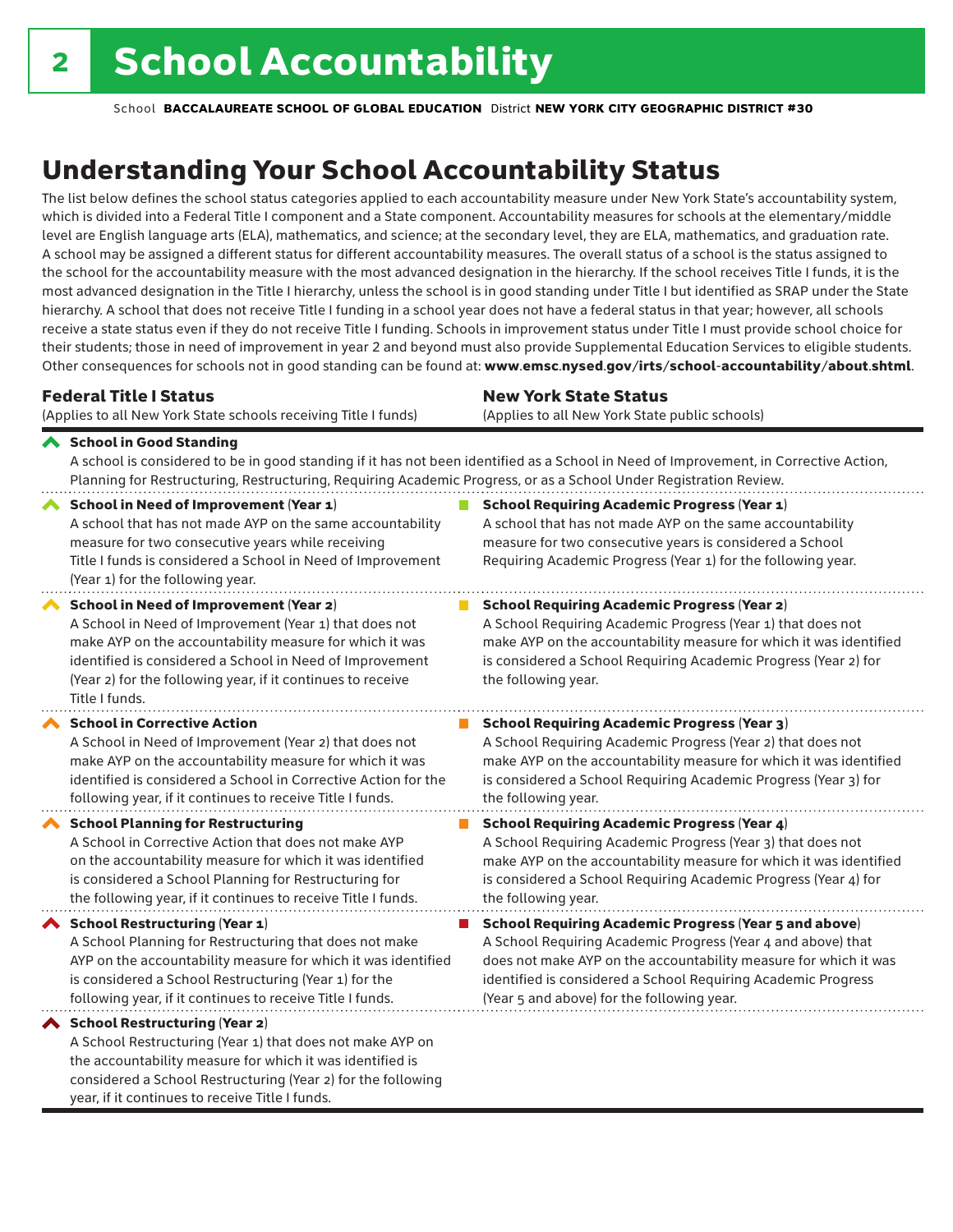# 2 School Accountability

School **BACCALAUREATE SCHOOL OF GLOBAL EDUCATION** District **NEW YORK CITY GEOGRAPHIC DISTRICT #30**

## Understanding Your School Accountability Status

The list below defines the school status categories applied to each accountability measure under New York State's accountability system, which is divided into a Federal Title I component and a State component. Accountability measures for schools at the elementary/middle level are English language arts (ELA), mathematics, and science; at the secondary level, they are ELA, mathematics, and graduation rate. A school may be assigned a different status for different accountability measures. The overall status of a school is the status assigned to the school for the accountability measure with the most advanced designation in the hierarchy. If the school receives Title I funds, it is the most advanced designation in the Title I hierarchy, unless the school is in good standing under Title I but identified as SRAP under the State hierarchy. A school that does not receive Title I funding in a school year does not have a federal status in that year; however, all schools receive a state status even if they do not receive Title I funding. Schools in improvement status under Title I must provide school choice for their students; those in need of improvement in year 2 and beyond must also provide Supplemental Education Services to eligible students. Other consequences for schools not in good standing can be found at: **www.emsc.nysed.gov/irts/school-accountability/about.shtml**.

| Federal Title I Status (Applies to all New York State schools receiving Title I funds) | New York State Status (Applies to all New York State public schools) |
|---|---|
| **School in Good Standing** A school is considered to be in good standing if it has not been identified as a School in Need of Improvement, in Corrective Action, Planning for Restructuring, Restructuring, Requiring Academic Progress, or as a School Under Registration Review. | |
| **School in Need of Improvement (Year 1)** A school that has not made AYP on the same accountability measure for two consecutive years while receiving Title I funds is considered a School in Need of Improvement (Year 1) for the following year. | **School Requiring Academic Progress (Year 1)** A school that has not made AYP on the same accountability measure for two consecutive years is considered a School Requiring Academic Progress (Year 1) for the following year. |
| **School in Need of Improvement (Year 2)** A School in Need of Improvement (Year 1) that does not make AYP on the accountability measure for which it was identified is considered a School in Need of Improvement (Year 2) for the following year, if it continues to receive Title I funds. | **School Requiring Academic Progress (Year 2)** A School Requiring Academic Progress (Year 1) that does not make AYP on the accountability measure for which it was identified is considered a School Requiring Academic Progress (Year 2) for the following year. |
| **School in Corrective Action** A School in Need of Improvement (Year 2) that does not make AYP on the accountability measure for which it was identified is considered a School in Corrective Action for the following year, if it continues to receive Title I funds. | **School Requiring Academic Progress (Year 3)** A School Requiring Academic Progress (Year 2) that does not make AYP on the accountability measure for which it was identified is considered a School Requiring Academic Progress (Year 3) for the following year. |
| **School Planning for Restructuring** A School in Corrective Action that does not make AYP on the accountability measure for which it was identified is considered a School Planning for Restructuring for the following year, if it continues to receive Title I funds. | **School Requiring Academic Progress (Year 4)** A School Requiring Academic Progress (Year 3) that does not make AYP on the accountability measure for which it was identified is considered a School Requiring Academic Progress (Year 4) for the following year. |
| **School Restructuring (Year 1)** A School Planning for Restructuring that does not make AYP on the accountability measure for which it was identified is considered a School Restructuring (Year 1) for the following year, if it continues to receive Title I funds. | **School Requiring Academic Progress (Year 5 and above)** A School Requiring Academic Progress (Year 4 and above) that does not make AYP on the accountability measure for which it was identified is considered a School Requiring Academic Progress (Year 5 and above) for the following year. |
| **School Restructuring (Year 2)** A School Restructuring (Year 1) that does not make AYP on the accountability measure for which it was identified is considered a School Restructuring (Year 2) for the following year, if it continues to receive Title I funds. | |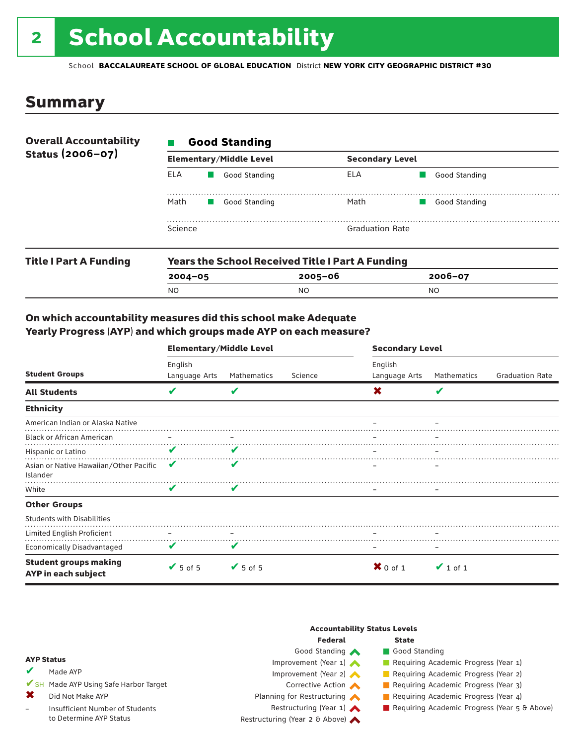# 2 School Accountability

School **BACCALAUREATE SCHOOL OF GLOBAL EDUCATION** District **NEW YORK CITY GEOGRAPHIC DISTRICT #30**

## Summary

**Overall Accountability Status (2006–07)**

**Good Standing**

| Elementary/Middle Level | | Secondary Level | |
|---|---|---|---|
| ELA | Good Standing | ELA | Good Standing |
| Math | Good Standing | Math | Good Standing |
| Science | | Graduation Rate | |

**Title I Part A Funding**

**Years the School Received Title I Part A Funding**

| 2004–05 | 2005–06 | 2006–07 |
|---|---|---|
| NO | NO | NO |

### On which accountability measures did this school make Adequate Yearly Progress (AYP) and which groups made AYP on each measure?

| Student Groups | Elementary/Middle Level: English Language Arts | Elementary/Middle Level: Mathematics | Elementary/Middle Level: Science | Secondary Level: English Language Arts | Secondary Level: Mathematics | Secondary Level: Graduation Rate |
|---|---|---|---|---|---|---|
| **All Students** | ✔ | ✔ | | ✖ | ✔ | |
| **Ethnicity** | | | | | | |
| American Indian or Alaska Native | | | | – | – | |
| Black or African American | – | – | | – | – | |
| Hispanic or Latino | ✔ | ✔ | | – | – | |
| Asian or Native Hawaiian/Other Pacific Islander | ✔ | ✔ | | – | – | |
| White | ✔ | ✔ | | – | – | |
| **Other Groups** | | | | | | |
| Students with Disabilities | | | | | | |
| Limited English Proficient | – | – | | – | – | |
| Economically Disadvantaged | ✔ | ✔ | | – | – | |
| **Student groups making AYP in each subject** | ✔ 5 of 5 | ✔ 5 of 5 | | ✖ 0 of 1 | ✔ 1 of 1 | |

**AYP Status**

- ✔ Made AYP
- ✔SH Made AYP Using Safe Harbor Target
- ✖ Did Not Make AYP
- – Insufficient Number of Students to Determine AYP Status

**Accountability Status Levels**

| Federal | State |
|---|---|
| Good Standing | Good Standing |
| Improvement (Year 1) | Requiring Academic Progress (Year 1) |
| Improvement (Year 2) | Requiring Academic Progress (Year 2) |
| Corrective Action | Requiring Academic Progress (Year 3) |
| Planning for Restructuring | Requiring Academic Progress (Year 4) |
| Restructuring (Year 1) | Requiring Academic Progress (Year 5 & Above) |
| Restructuring (Year 2 & Above) | |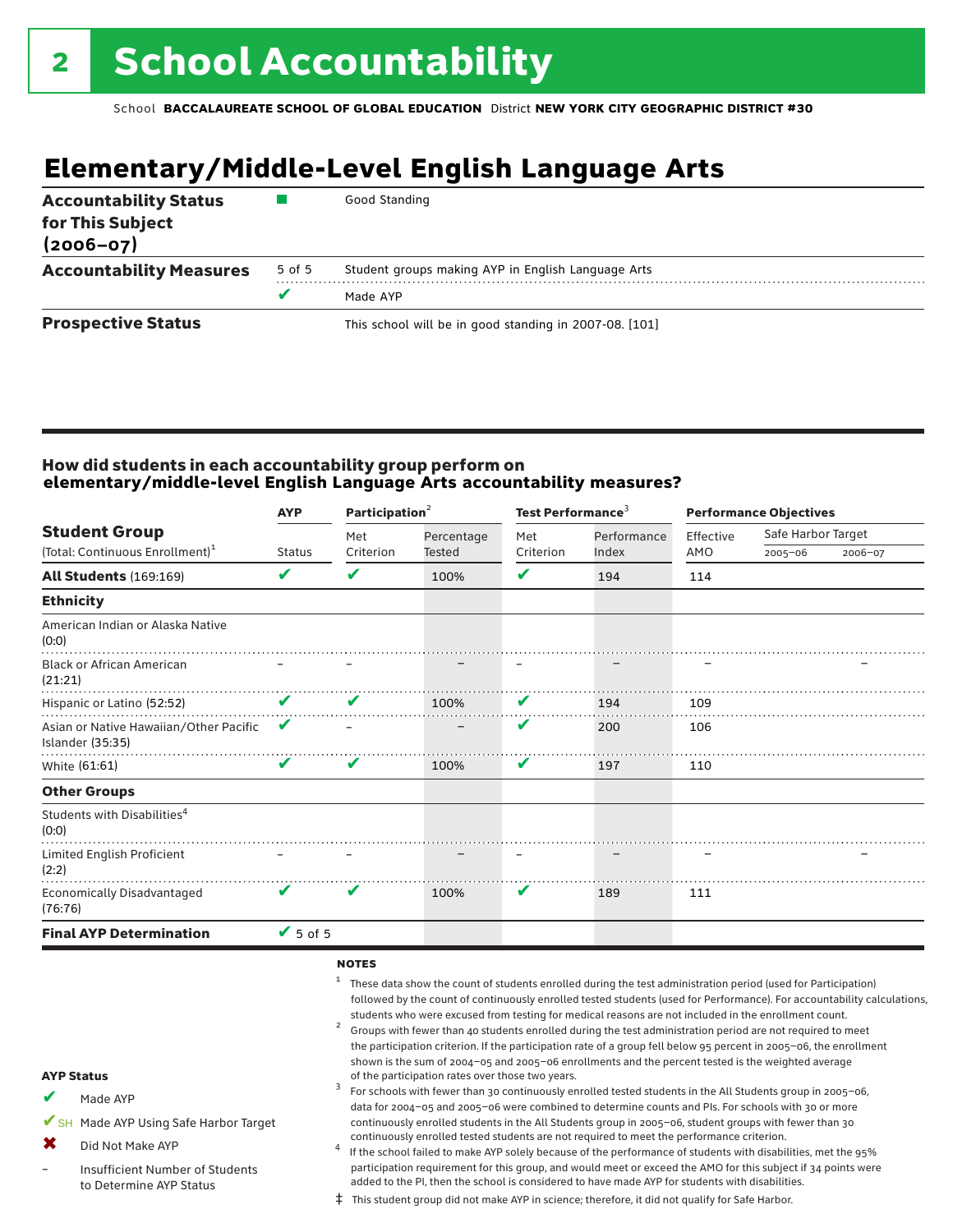# 2 School Accountability

School **BACCALAUREATE SCHOOL OF GLOBAL EDUCATION** District **NEW YORK CITY GEOGRAPHIC DISTRICT #30**

## Elementary/Middle-Level English Language Arts

| | | |
|---|---|---|
| **Accountability Status for This Subject (2006–07)** | ■ | Good Standing |
| **Accountability Measures** | 5 of 5 | Student groups making AYP in English Language Arts |
| | ✔ | Made AYP |
| **Prospective Status** | | This school will be in good standing in 2007-08. [101] |

### How did students in each accountability group perform on elementary/middle-level English Language Arts accountability measures?

| Student Group (Total: Continuous Enrollment)[1] | AYP Status | Participation[2] Met Criterion | Percentage Tested | Test Performance[3] Met Criterion | Performance Index | Performance Objectives Effective AMO | Safe Harbor Target 2005–06 | Safe Harbor Target 2006–07 |
|---|---|---|---|---|---|---|---|---|
| **All Students** (169:169) | ✔ | ✔ | 100% | ✔ | 194 | 114 | | |
| **Ethnicity** | | | | | | | | |
| American Indian or Alaska Native (0:0) | | | | | | | | |
| Black or African American (21:21) | – | – | – | – | – | – | | – |
| Hispanic or Latino (52:52) | ✔ | ✔ | 100% | ✔ | 194 | 109 | | |
| Asian or Native Hawaiian/Other Pacific Islander (35:35) | ✔ | – | – | ✔ | 200 | 106 | | |
| White (61:61) | ✔ | ✔ | 100% | ✔ | 197 | 110 | | |
| **Other Groups** | | | | | | | | |
| Students with Disabilities[4] (0:0) | | | | | | | | |
| Limited English Proficient (2:2) | – | – | – | – | – | – | | – |
| Economically Disadvantaged (76:76) | ✔ | ✔ | 100% | ✔ | 189 | 111 | | |
| **Final AYP Determination** | ✔ 5 of 5 | | | | | | | |

**NOTES**

[1] These data show the count of students enrolled during the test administration period (used for Participation) followed by the count of continuously enrolled tested students (used for Performance). For accountability calculations, students who were excused from testing for medical reasons are not included in the enrollment count.

[2] Groups with fewer than 40 students enrolled during the test administration period are not required to meet the participation criterion. If the participation rate of a group fell below 95 percent in 2005–06, the enrollment shown is the sum of 2004–05 and 2005–06 enrollments and the percent tested is the weighted average of the participation rates over those two years.

[3] For schools with fewer than 30 continuously enrolled tested students in the All Students group in 2005–06, data for 2004–05 and 2005–06 were combined to determine counts and PIs. For schools with 30 or more continuously enrolled students in the All Students group in 2005–06, student groups with fewer than 30 continuously enrolled tested students are not required to meet the performance criterion.

[4] If the school failed to make AYP solely because of the performance of students with disabilities, met the 95% participation requirement for this group, and would meet or exceed the AMO for this subject if 34 points were added to the PI, then the school is considered to have made AYP for students with disabilities.

‡ This student group did not make AYP in science; therefore, it did not qualify for Safe Harbor.

**AYP Status**

- ✔ Made AYP
- ✔SH Made AYP Using Safe Harbor Target
- ✖ Did Not Make AYP
- – Insufficient Number of Students to Determine AYP Status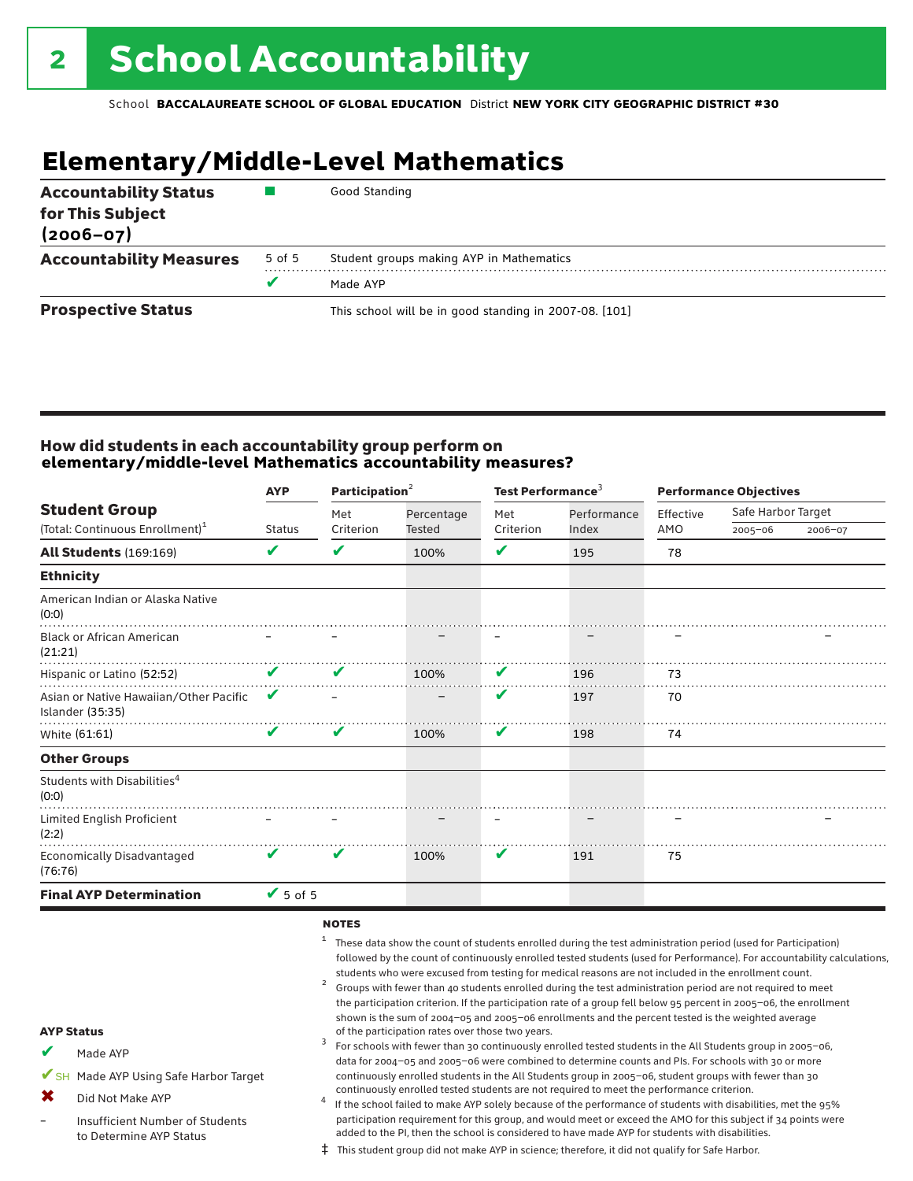# 2 School Accountability

School **BACCALAUREATE SCHOOL OF GLOBAL EDUCATION** District **NEW YORK CITY GEOGRAPHIC DISTRICT #30**

## Elementary/Middle-Level Mathematics

| | | |
|---|---|---|
| **Accountability Status for This Subject (2006–07)** | ■ | Good Standing |
| **Accountability Measures** | 5 of 5 | Student groups making AYP in Mathematics |
| | ✔ | Made AYP |
| **Prospective Status** | | This school will be in good standing in 2007-08. [101] |

### How did students in each accountability group perform on elementary/middle-level Mathematics accountability measures?

| Student Group (Total: Continuous Enrollment)[1] | AYP Status | Participation[2] Met Criterion | Participation[2] Percentage Tested | Test Performance[3] Met Criterion | Test Performance[3] Performance Index | Performance Objectives Effective AMO | Safe Harbor Target 2005–06 | Safe Harbor Target 2006–07 |
|---|---|---|---|---|---|---|---|---|
| **All Students** (169:169) | ✔ | ✔ | 100% | ✔ | 195 | 78 | | |
| **Ethnicity** | | | | | | | | |
| American Indian or Alaska Native (0:0) | | | | | | | | |
| Black or African American (21:21) | – | – | – | – | – | – | | – |
| Hispanic or Latino (52:52) | ✔ | ✔ | 100% | ✔ | 196 | 73 | | |
| Asian or Native Hawaiian/Other Pacific Islander (35:35) | ✔ | – | – | ✔ | 197 | 70 | | |
| White (61:61) | ✔ | ✔ | 100% | ✔ | 198 | 74 | | |
| **Other Groups** | | | | | | | | |
| Students with Disabilities[4] (0:0) | | | | | | | | |
| Limited English Proficient (2:2) | – | – | – | – | – | – | | – |
| Economically Disadvantaged (76:76) | ✔ | ✔ | 100% | ✔ | 191 | 75 | | |
| **Final AYP Determination** | ✔ 5 of 5 | | | | | | | |

**NOTES**

1. These data show the count of students enrolled during the test administration period (used for Participation) followed by the count of continuously enrolled tested students (used for Performance). For accountability calculations, students who were excused from testing for medical reasons are not included in the enrollment count.
2. Groups with fewer than 40 students enrolled during the test administration period are not required to meet the participation criterion. If the participation rate of a group fell below 95 percent in 2005–06, the enrollment shown is the sum of 2004–05 and 2005–06 enrollments and the percent tested is the weighted average of the participation rates over those two years.
3. For schools with fewer than 30 continuously enrolled tested students in the All Students group in 2005–06, data for 2004–05 and 2005–06 were combined to determine counts and PIs. For schools with 30 or more continuously enrolled students in the All Students group in 2005–06, student groups with fewer than 30 continuously enrolled tested students are not required to meet the performance criterion.
4. If the school failed to make AYP solely because of the performance of students with disabilities, met the 95% participation requirement for this group, and would meet or exceed the AMO for this subject if 34 points were added to the PI, then the school is considered to have made AYP for students with disabilities.

‡ This student group did not make AYP in science; therefore, it did not qualify for Safe Harbor.

**AYP Status**

- ✔ Made AYP
- ✔SH Made AYP Using Safe Harbor Target
- ✖ Did Not Make AYP
- – Insufficient Number of Students to Determine AYP Status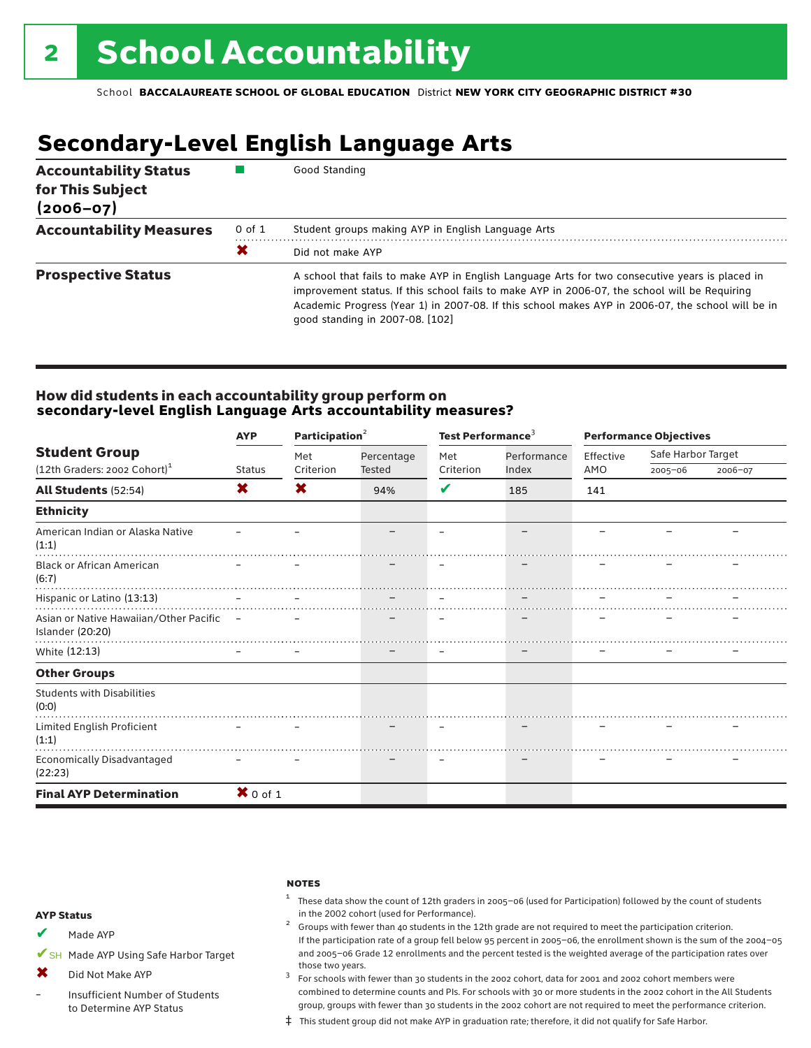# 2 School Accountability

School **BACCALAUREATE SCHOOL OF GLOBAL EDUCATION** District **NEW YORK CITY GEOGRAPHIC DISTRICT #30**

## Secondary-Level English Language Arts

| | | |
|---|---|---|
| **Accountability Status for This Subject (2006–07)** | ■ | Good Standing |
| **Accountability Measures** | 0 of 1 | Student groups making AYP in English Language Arts |
| | ✖ | Did not make AYP |
| **Prospective Status** | | A school that fails to make AYP in English Language Arts for two consecutive years is placed in improvement status. If this school fails to make AYP in 2006-07, the school will be Requiring Academic Progress (Year 1) in 2007-08. If this school makes AYP in 2006-07, the school will be in good standing in 2007-08. [102] |

### How did students in each accountability group perform on secondary-level English Language Arts accountability measures?

| Student Group (12th Graders: 2002 Cohort)[1] | AYP | Participation[2] | | Test Performance[3] | | Performance Objectives | | |
|---|---|---|---|---|---|---|---|---|
| | Status | Met Criterion | Percentage Tested | Met Criterion | Performance Index | Effective AMO | Safe Harbor Target 2005–06 | Safe Harbor Target 2006–07 |
| **All Students** (52:54) | ✖ | ✖ | 94% | ✔ | 185 | 141 | | |
| **Ethnicity** | | | | | | | | |
| American Indian or Alaska Native (1:1) | – | – | – | – | – | – | – | – |
| Black or African American (6:7) | – | – | – | – | – | – | – | – |
| Hispanic or Latino (13:13) | – | – | – | – | – | – | – | – |
| Asian or Native Hawaiian/Other Pacific Islander (20:20) | – | – | – | – | – | – | – | – |
| White (12:13) | – | – | – | – | – | – | – | – |
| **Other Groups** | | | | | | | | |
| Students with Disabilities (0:0) | | | | | | | | |
| Limited English Proficient (1:1) | – | – | – | – | – | – | – | – |
| Economically Disadvantaged (22:23) | – | – | – | – | – | – | – | – |
| **Final AYP Determination** | ✖ 0 of 1 | | | | | | | |

**AYP Status**

- ✔ Made AYP
- ✔SH Made AYP Using Safe Harbor Target
- ✖ Did Not Make AYP
- – Insufficient Number of Students to Determine AYP Status

**NOTES**

1. These data show the count of 12th graders in 2005–06 (used for Participation) followed by the count of students in the 2002 cohort (used for Performance).
2. Groups with fewer than 40 students in the 12th grade are not required to meet the participation criterion. If the participation rate of a group fell below 95 percent in 2005–06, the enrollment shown is the sum of the 2004–05 and 2005–06 Grade 12 enrollments and the percent tested is the weighted average of the participation rates over those two years.
3. For schools with fewer than 30 students in the 2002 cohort, data for 2001 and 2002 cohort members were combined to determine counts and PIs. For schools with 30 or more students in the 2002 cohort in the All Students group, groups with fewer than 30 students in the 2002 cohort are not required to meet the performance criterion.

‡ This student group did not make AYP in graduation rate; therefore, it did not qualify for Safe Harbor.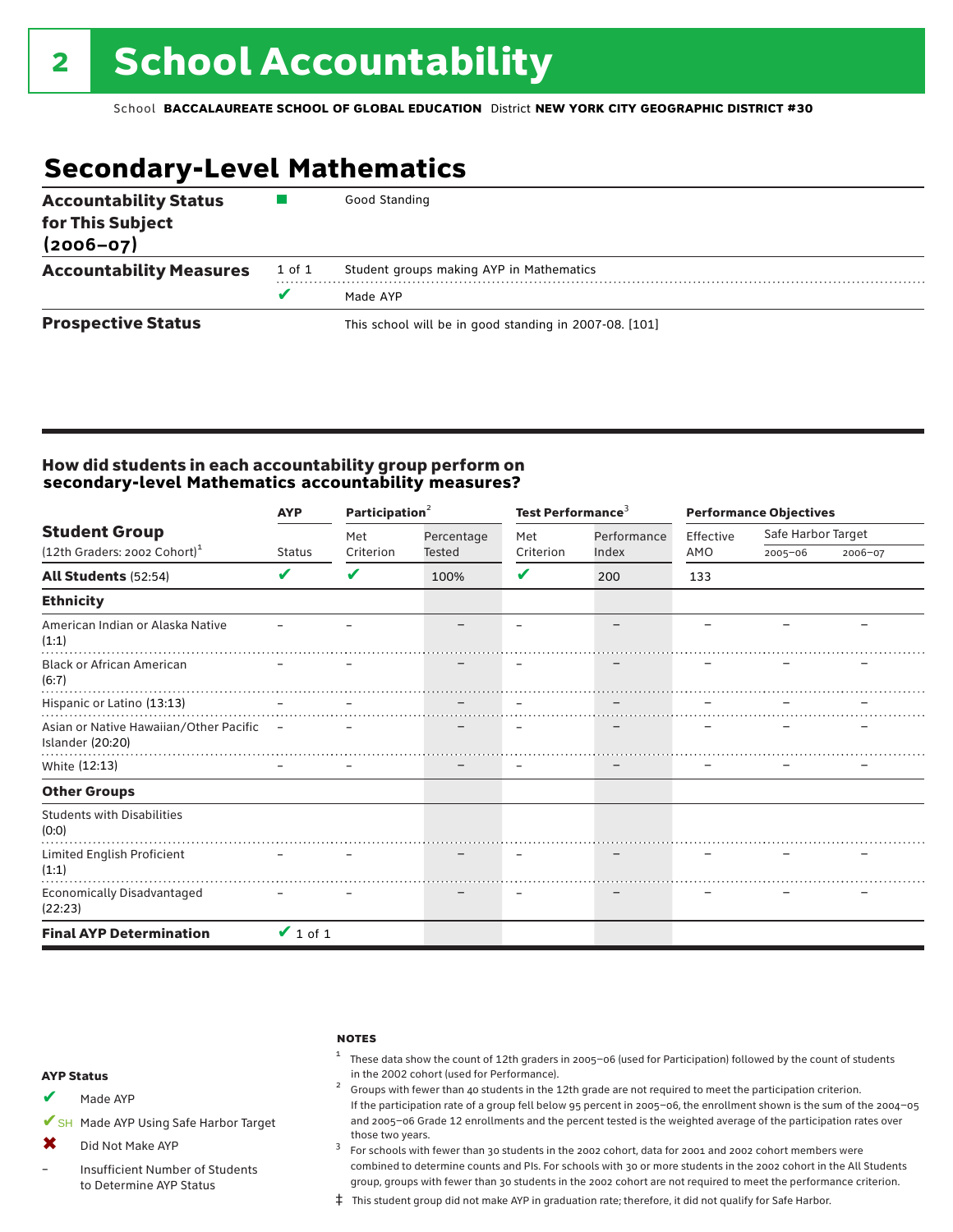# 2 School Accountability

School **BACCALAUREATE SCHOOL OF GLOBAL EDUCATION** District **NEW YORK CITY GEOGRAPHIC DISTRICT #30**

## Secondary-Level Mathematics

| | | |
|---|---|---|
| **Accountability Status for This Subject (2006–07)** | ■ | Good Standing |
| **Accountability Measures** | 1 of 1 | Student groups making AYP in Mathematics |
| | ✔ | Made AYP |
| **Prospective Status** | | This school will be in good standing in 2007-08. [101] |

### How did students in each accountability group perform on secondary-level Mathematics accountability measures?

| Student Group (12th Graders: 2002 Cohort)[1] | AYP | Participation[2] | | Test Performance[3] | | Performance Objectives | | |
|---|---|---|---|---|---|---|---|---|
| | Status | Met Criterion | Percentage Tested | Met Criterion | Performance Index | Effective AMO | Safe Harbor Target 2005–06 | Safe Harbor Target 2006–07 |
| **All Students** (52:54) | ✔ | ✔ | 100% | ✔ | 200 | 133 | | |
| **Ethnicity** | | | | | | | | |
| American Indian or Alaska Native (1:1) | – | – | – | – | – | – | – | – |
| Black or African American (6:7) | – | – | – | – | – | – | – | – |
| Hispanic or Latino (13:13) | – | – | – | – | – | – | – | – |
| Asian or Native Hawaiian/Other Pacific Islander (20:20) | – | – | – | – | – | – | – | – |
| White (12:13) | – | – | – | – | – | – | – | – |
| **Other Groups** | | | | | | | | |
| Students with Disabilities (0:0) | | | | | | | | |
| Limited English Proficient (1:1) | – | – | – | – | – | – | – | – |
| Economically Disadvantaged (22:23) | – | – | – | – | – | – | – | – |
| **Final AYP Determination** | ✔ 1 of 1 | | | | | | | |

**AYP Status**

- ✔ Made AYP
- ✔SH Made AYP Using Safe Harbor Target
- ✖ Did Not Make AYP
- – Insufficient Number of Students to Determine AYP Status

**NOTES**

[1] These data show the count of 12th graders in 2005–06 (used for Participation) followed by the count of students in the 2002 cohort (used for Performance).

[2] Groups with fewer than 40 students in the 12th grade are not required to meet the participation criterion. If the participation rate of a group fell below 95 percent in 2005–06, the enrollment shown is the sum of the 2004–05 and 2005–06 Grade 12 enrollments and the percent tested is the weighted average of the participation rates over those two years.

[3] For schools with fewer than 30 students in the 2002 cohort, data for 2001 and 2002 cohort members were combined to determine counts and PIs. For schools with 30 or more students in the 2002 cohort in the All Students group, groups with fewer than 30 students in the 2002 cohort are not required to meet the performance criterion.

‡ This student group did not make AYP in graduation rate; therefore, it did not qualify for Safe Harbor.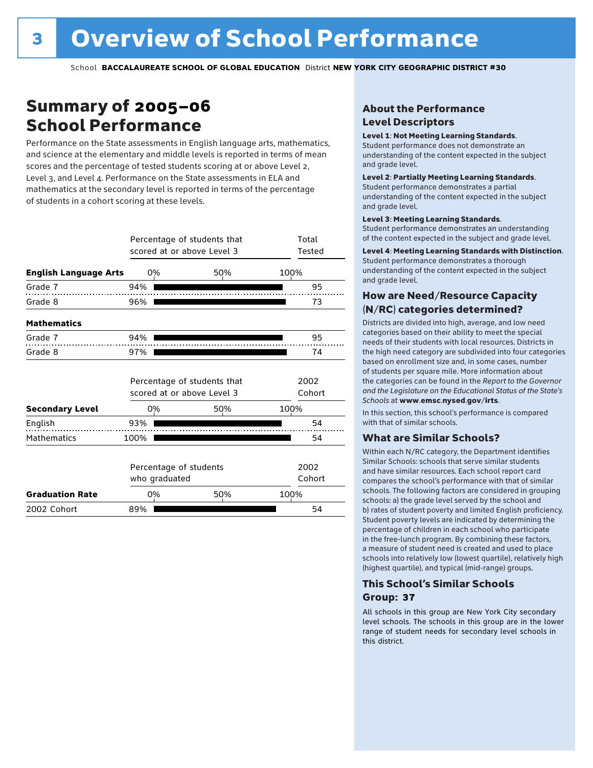# 3 Overview of School Performance

School **BACCALAUREATE SCHOOL OF GLOBAL EDUCATION** District **NEW YORK CITY GEOGRAPHIC DISTRICT #30**

## Summary of 2005–06 School Performance

Performance on the State assessments in English language arts, mathematics, and science at the elementary and middle levels is reported in terms of mean scores and the percentage of tested students scoring at or above Level 2, Level 3, and Level 4. Performance on the State assessments in ELA and mathematics at the secondary level is reported in terms of the percentage of students in a cohort scoring at these levels.

| | Percentage of students that scored at or above Level 3 | Total Tested |
|---|---|---|
| **English Language Arts** | | |
| Grade 7 | 94% | 95 |
| Grade 8 | 96% | 73 |
| **Mathematics** | | |
| Grade 7 | 94% | 95 |
| Grade 8 | 97% | 74 |

| | Percentage of students that scored at or above Level 3 | 2002 Cohort |
|---|---|---|
| **Secondary Level** | | |
| English | 93% | 54 |
| Mathematics | 100% | 54 |

| | Percentage of students who graduated | 2002 Cohort |
|---|---|---|
| **Graduation Rate** | | |
| 2002 Cohort | 89% | 54 |

### About the Performance Level Descriptors

**Level 1: Not Meeting Learning Standards.** Student performance does not demonstrate an understanding of the content expected in the subject and grade level.

**Level 2: Partially Meeting Learning Standards.** Student performance demonstrates a partial understanding of the content expected in the subject and grade level.

**Level 3: Meeting Learning Standards.** Student performance demonstrates an understanding of the content expected in the subject and grade level.

**Level 4: Meeting Learning Standards with Distinction.** Student performance demonstrates a thorough understanding of the content expected in the subject and grade level.

### How are Need/Resource Capacity (N/RC) categories determined?

Districts are divided into high, average, and low need categories based on their ability to meet the special needs of their students with local resources. Districts in the high need category are subdivided into four categories based on enrollment size and, in some cases, number of students per square mile. More information about the categories can be found in the *Report to the Governor and the Legislature on the Educational Status of the State's Schools* at **www.emsc.nysed.gov/irts**.

In this section, this school's performance is compared with that of similar schools.

### What are Similar Schools?

Within each N/RC category, the Department identifies Similar Schools: schools that serve similar students and have similar resources. Each school report card compares the school's performance with that of similar schools. The following factors are considered in grouping schools: a) the grade level served by the school and b) rates of student poverty and limited English proficiency. Student poverty levels are indicated by determining the percentage of children in each school who participate in the free-lunch program. By combining these factors, a measure of student need is created and used to place schools into relatively low (lowest quartile), relatively high (highest quartile), and typical (mid-range) groups.

### This School's Similar Schools Group: 37

All schools in this group are New York City secondary level schools. The schools in this group are in the lower range of student needs for secondary level schools in this district.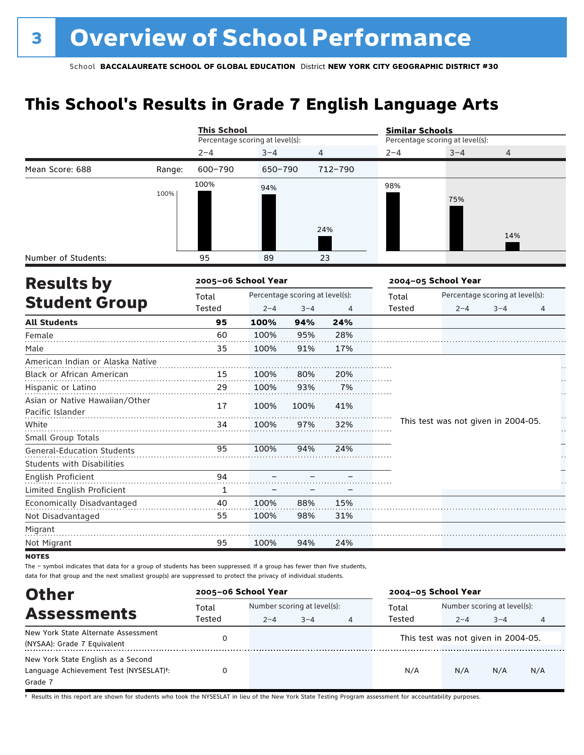# 3 Overview of School Performance

School **BACCALAUREATE SCHOOL OF GLOBAL EDUCATION** District **NEW YORK CITY GEOGRAPHIC DISTRICT #30**

## This School's Results in Grade 7 English Language Arts

| | | This School | | | Similar Schools | | |
|---|---|---|---|---|---|---|---|
| | | Percentage scoring at level(s): | | | Percentage scoring at level(s): | | |
| | | 2–4 | 3–4 | 4 | 2–4 | 3–4 | 4 |
| Mean Score: 688 | Range: | 600–790 | 650–790 | 712–790 | | | |
| | | 100% | 94% | 24% | 98% | 75% | 14% |
| Number of Students: | | 95 | 89 | 23 | | | |

## Results by Student Group

| | 2005–06 School Year | | | | 2004–05 School Year | | | |
|---|---|---|---|---|---|---|---|---|
| | Total Tested | Percentage scoring at level(s): 2–4 | 3–4 | 4 | Total Tested | Percentage scoring at level(s): 2–4 | 3–4 | 4 |
| **All Students** | **95** | **100%** | **94%** | **24%** | | | | |
| Female | 60 | 100% | 95% | 28% | | | | |
| Male | 35 | 100% | 91% | 17% | | | | |
| American Indian or Alaska Native | | | | | This test was not given in 2004-05. | | | |
| Black or African American | 15 | 100% | 80% | 20% | | | | |
| Hispanic or Latino | 29 | 100% | 93% | 7% | | | | |
| Asian or Native Hawaiian/Other Pacific Islander | 17 | 100% | 100% | 41% | | | | |
| White | 34 | 100% | 97% | 32% | | | | |
| Small Group Totals | | | | | | | | |
| General-Education Students | 95 | 100% | 94% | 24% | | | | |
| Students with Disabilities | | | | | | | | |
| English Proficient | 94 | – | – | – | | | | |
| Limited English Proficient | 1 | – | – | – | | | | |
| Economically Disadvantaged | 40 | 100% | 88% | 15% | | | | |
| Not Disadvantaged | 55 | 100% | 98% | 31% | | | | |
| Migrant | | | | | | | | |
| Not Migrant | 95 | 100% | 94% | 24% | | | | |

**NOTES**

The – symbol indicates that data for a group of students has been suppressed. If a group has fewer than five students, data for that group and the next smallest group(s) are suppressed to protect the privacy of individual students.

## Other Assessments

| | 2005–06 School Year | | | | 2004–05 School Year | | | |
|---|---|---|---|---|---|---|---|---|
| | Total Tested | Number scoring at level(s): 2–4 | 3–4 | 4 | Total Tested | Number scoring at level(s): 2–4 | 3–4 | 4 |
| New York State Alternate Assessment (NYSAA): Grade 7 Equivalent | 0 | | | | This test was not given in 2004-05. | | | |
| New York State English as a Second Language Achievement Test (NYSESLAT)†: Grade 7 | 0 | | | | N/A | N/A | N/A | N/A |

† Results in this report are shown for students who took the NYSESLAT in lieu of the New York State Testing Program assessment for accountability purposes.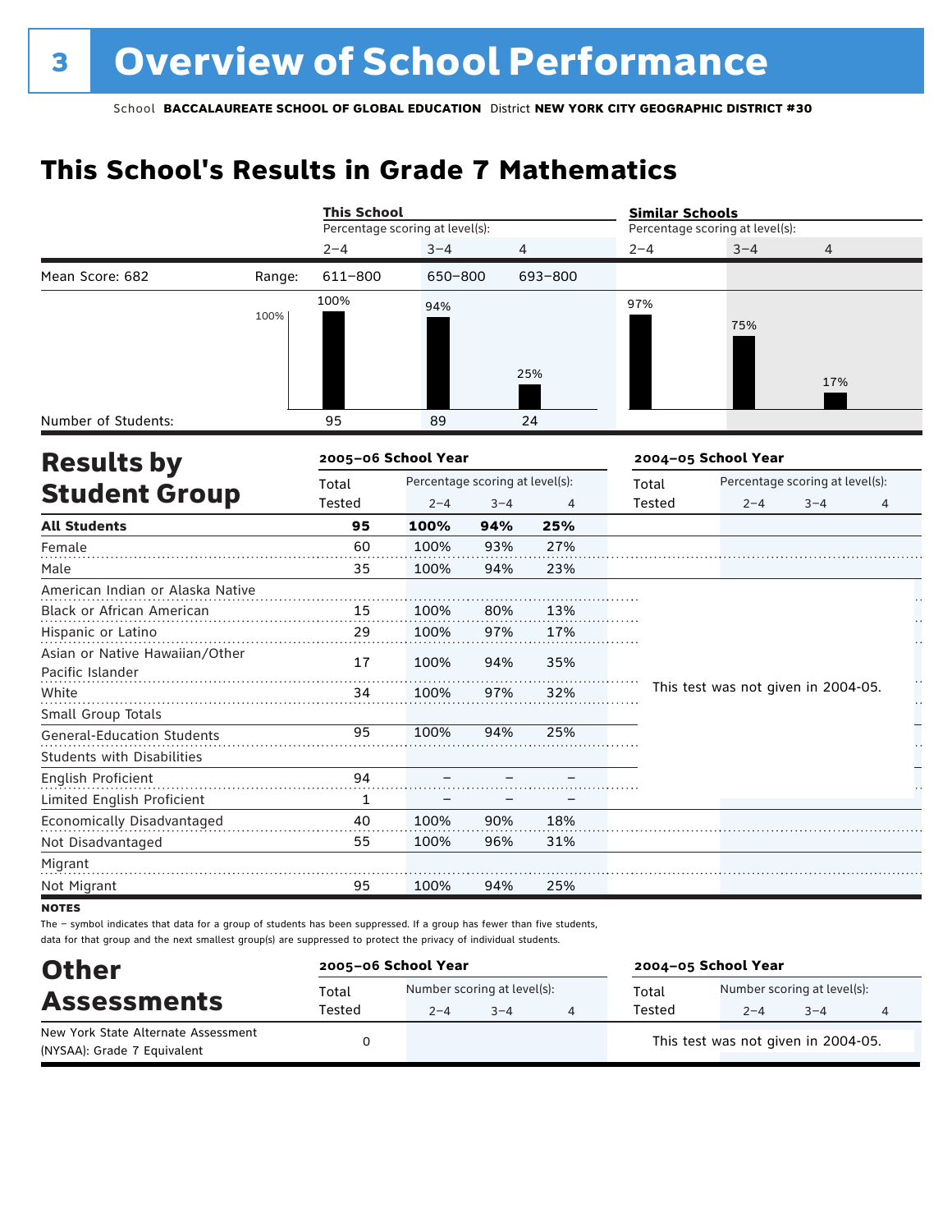# 3 Overview of School Performance

School **BACCALAUREATE SCHOOL OF GLOBAL EDUCATION** District **NEW YORK CITY GEOGRAPHIC DISTRICT #30**

## This School's Results in Grade 7 Mathematics

| | | This School | | | Similar Schools | | |
|---|---|---|---|---|---|---|---|
| | | Percentage scoring at level(s): | | | Percentage scoring at level(s): | | |
| | | 2–4 | 3–4 | 4 | 2–4 | 3–4 | 4 |
| Mean Score: 682 | Range: | 611–800 | 650–800 | 693–800 | | | |
| | | 100% | 94% | 25% | 97% | 75% | 17% |
| Number of Students: | | 95 | 89 | 24 | | | |

## Results by Student Group

| | 2005–06 School Year | | | | 2004–05 School Year | | | |
|---|---|---|---|---|---|---|---|---|
| | Total Tested | Percentage scoring at level(s): 2–4 | 3–4 | 4 | Total Tested | Percentage scoring at level(s): 2–4 | 3–4 | 4 |
| **All Students** | **95** | **100%** | **94%** | **25%** | | | | |
| Female | 60 | 100% | 93% | 27% | | | | |
| Male | 35 | 100% | 94% | 23% | | | | |
| American Indian or Alaska Native | | | | | This test was not given in 2004-05. | | | |
| Black or African American | 15 | 100% | 80% | 13% | | | | |
| Hispanic or Latino | 29 | 100% | 97% | 17% | | | | |
| Asian or Native Hawaiian/Other Pacific Islander | 17 | 100% | 94% | 35% | | | | |
| White | 34 | 100% | 97% | 32% | | | | |
| Small Group Totals | | | | | | | | |
| General-Education Students | 95 | 100% | 94% | 25% | | | | |
| Students with Disabilities | | | | | | | | |
| English Proficient | 94 | – | – | – | | | | |
| Limited English Proficient | 1 | – | – | – | | | | |
| Economically Disadvantaged | 40 | 100% | 90% | 18% | | | | |
| Not Disadvantaged | 55 | 100% | 96% | 31% | | | | |
| Migrant | | | | | | | | |
| Not Migrant | 95 | 100% | 94% | 25% | | | | |

**NOTES**

The – symbol indicates that data for a group of students has been suppressed. If a group has fewer than five students, data for that group and the next smallest group(s) are suppressed to protect the privacy of individual students.

## Other Assessments

| | 2005–06 School Year | | | | 2004–05 School Year | | | |
|---|---|---|---|---|---|---|---|---|
| | Total Tested | Number scoring at level(s): 2–4 | 3–4 | 4 | Total Tested | Number scoring at level(s): 2–4 | 3–4 | 4 |
| New York State Alternate Assessment (NYSAA): Grade 7 Equivalent | 0 | | | | This test was not given in 2004-05. | | | |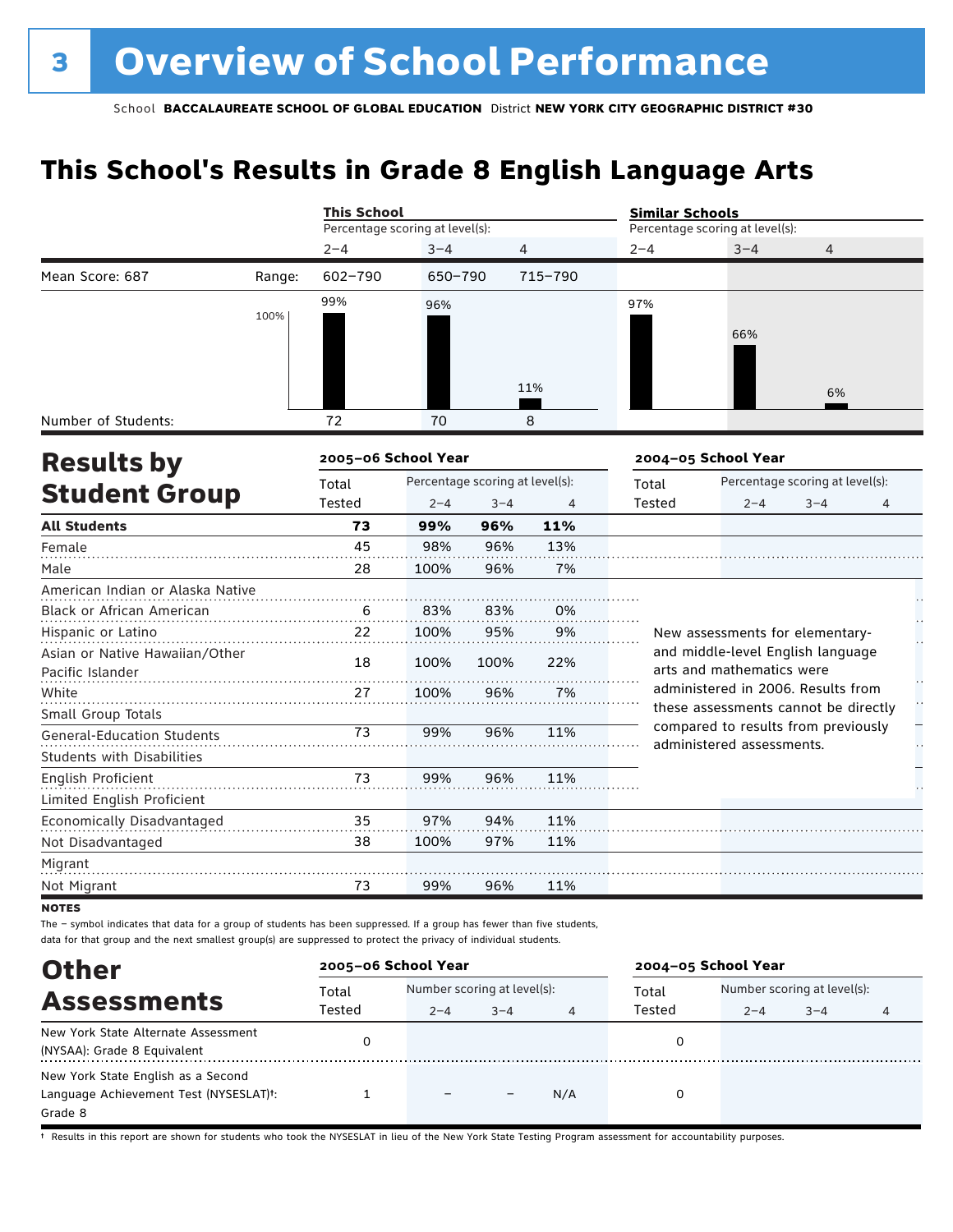# 3 Overview of School Performance

School **BACCALAUREATE SCHOOL OF GLOBAL EDUCATION** District **NEW YORK CITY GEOGRAPHIC DISTRICT #30**

## This School's Results in Grade 8 English Language Arts

| | | This School | | | Similar Schools | | |
|---|---|---|---|---|---|---|---|
| | | Percentage scoring at level(s): | | | Percentage scoring at level(s): | | |
| | | 2–4 | 3–4 | 4 | 2–4 | 3–4 | 4 |
| Mean Score: 687 | Range: | 602–790 | 650–790 | 715–790 | | | |
| | | 99% | 96% | 11% | 97% | 66% | 6% |
| Number of Students: | | 72 | 70 | 8 | | | |

## Results by Student Group

| | 2005–06 School Year | | | | 2004–05 School Year | | | |
|---|---|---|---|---|---|---|---|---|
| | Total Tested | Percentage scoring at level(s): 2–4 | 3–4 | 4 | Total Tested | Percentage scoring at level(s): 2–4 | 3–4 | 4 |
| **All Students** | **73** | **99%** | **96%** | **11%** | | | | |
| Female | 45 | 98% | 96% | 13% | | | | |
| Male | 28 | 100% | 96% | 7% | | | | |
| American Indian or Alaska Native | | | | | | | | |
| Black or African American | 6 | 83% | 83% | 0% | | | | |
| Hispanic or Latino | 22 | 100% | 95% | 9% | | | | |
| Asian or Native Hawaiian/Other Pacific Islander | 18 | 100% | 100% | 22% | | | | |
| White | 27 | 100% | 96% | 7% | | | | |
| Small Group Totals | | | | | | | | |
| General-Education Students | 73 | 99% | 96% | 11% | | | | |
| Students with Disabilities | | | | | | | | |
| English Proficient | 73 | 99% | 96% | 11% | | | | |
| Limited English Proficient | | | | | | | | |
| Economically Disadvantaged | 35 | 97% | 94% | 11% | | | | |
| Not Disadvantaged | 38 | 100% | 97% | 11% | | | | |
| Migrant | | | | | | | | |
| Not Migrant | 73 | 99% | 96% | 11% | | | | |

New assessments for elementary- and middle-level English language arts and mathematics were administered in 2006. Results from these assessments cannot be directly compared to results from previously administered assessments.

**NOTES**

The – symbol indicates that data for a group of students has been suppressed. If a group has fewer than five students, data for that group and the next smallest group(s) are suppressed to protect the privacy of individual students.

## Other Assessments

| | 2005–06 School Year | | | | 2004–05 School Year | | | |
|---|---|---|---|---|---|---|---|---|
| | Total Tested | Number scoring at level(s): 2–4 | 3–4 | 4 | Total Tested | Number scoring at level(s): 2–4 | 3–4 | 4 |
| New York State Alternate Assessment (NYSAA): Grade 8 Equivalent | 0 | | | | 0 | | | |
| New York State English as a Second Language Achievement Test (NYSESLAT)†: Grade 8 | 1 | – | – | N/A | 0 | | | |

† Results in this report are shown for students who took the NYSESLAT in lieu of the New York State Testing Program assessment for accountability purposes.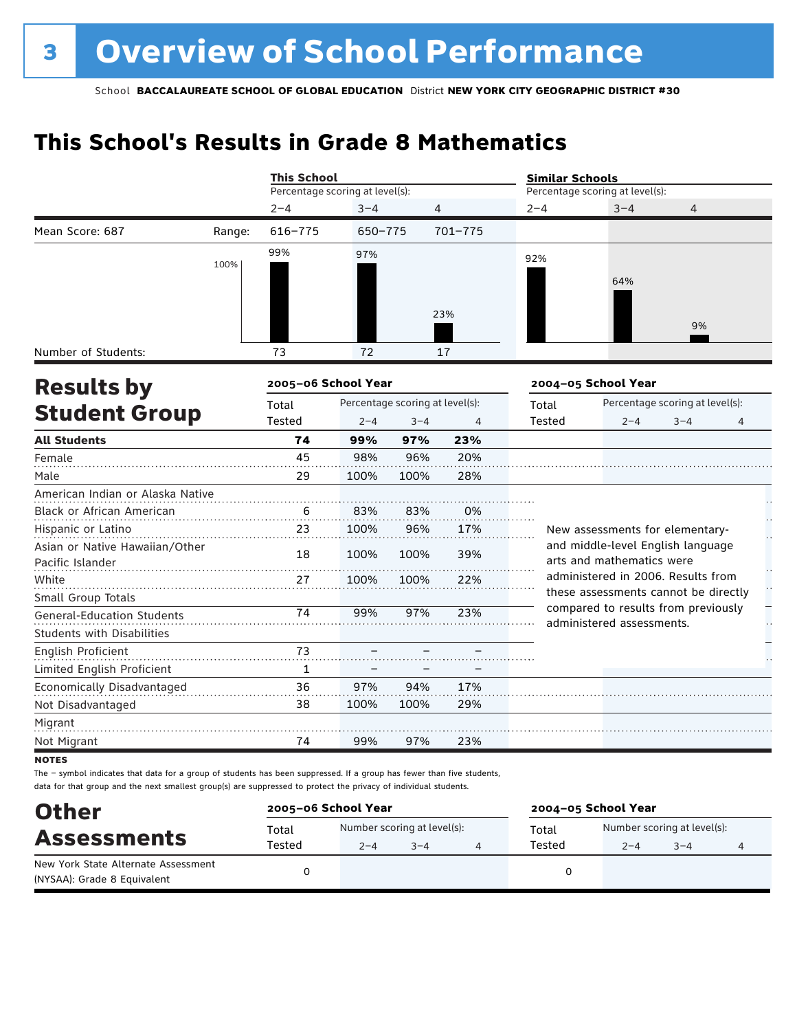# 3 Overview of School Performance

School **BACCALAUREATE SCHOOL OF GLOBAL EDUCATION** District **NEW YORK CITY GEOGRAPHIC DISTRICT #30**

## This School's Results in Grade 8 Mathematics

| | This School | | | Similar Schools | | |
|---|---|---|---|---|---|---|
| | Percentage scoring at level(s): | | | Percentage scoring at level(s): | | |
| | 2–4 | 3–4 | 4 | 2–4 | 3–4 | 4 |
| Mean Score: 687 — Range: | 616–775 | 650–775 | 701–775 | | | |
| Percentage | 99% | 97% | 23% | 92% | 64% | 9% |
| Number of Students: | 73 | 72 | 17 | | | |

## Results by Student Group

| | 2005–06 School Year | | | | 2004–05 School Year | | | |
|---|---|---|---|---|---|---|---|---|
| | Total Tested | Percentage scoring at level(s): | | | Total Tested | Percentage scoring at level(s): | | |
| | | 2–4 | 3–4 | 4 | | 2–4 | 3–4 | 4 |
| **All Students** | **74** | **99%** | **97%** | **23%** | | | | |
| Female | 45 | 98% | 96% | 20% | | | | |
| Male | 29 | 100% | 100% | 28% | | | | |
| American Indian or Alaska Native | | | | | | | | |
| Black or African American | 6 | 83% | 83% | 0% | | | | |
| Hispanic or Latino | 23 | 100% | 96% | 17% | | | | |
| Asian or Native Hawaiian/Other Pacific Islander | 18 | 100% | 100% | 39% | | | | |
| White | 27 | 100% | 100% | 22% | | | | |
| Small Group Totals | | | | | | | | |
| General-Education Students | 74 | 99% | 97% | 23% | | | | |
| Students with Disabilities | | | | | | | | |
| English Proficient | 73 | – | – | – | | | | |
| Limited English Proficient | 1 | – | – | – | | | | |
| Economically Disadvantaged | 36 | 97% | 94% | 17% | | | | |
| Not Disadvantaged | 38 | 100% | 100% | 29% | | | | |
| Migrant | | | | | | | | |
| Not Migrant | 74 | 99% | 97% | 23% | | | | |

New assessments for elementary- and middle-level English language arts and mathematics were administered in 2006. Results from these assessments cannot be directly compared to results from previously administered assessments.

**NOTES**

The – symbol indicates that data for a group of students has been suppressed. If a group has fewer than five students, data for that group and the next smallest group(s) are suppressed to protect the privacy of individual students.

## Other Assessments

| | 2005–06 School Year | | | | 2004–05 School Year | | | |
|---|---|---|---|---|---|---|---|---|
| | Total Tested | Number scoring at level(s): | | | Total Tested | Number scoring at level(s): | | |
| | | 2–4 | 3–4 | 4 | | 2–4 | 3–4 | 4 |
| New York State Alternate Assessment (NYSAA): Grade 8 Equivalent | 0 | | | | 0 | | | |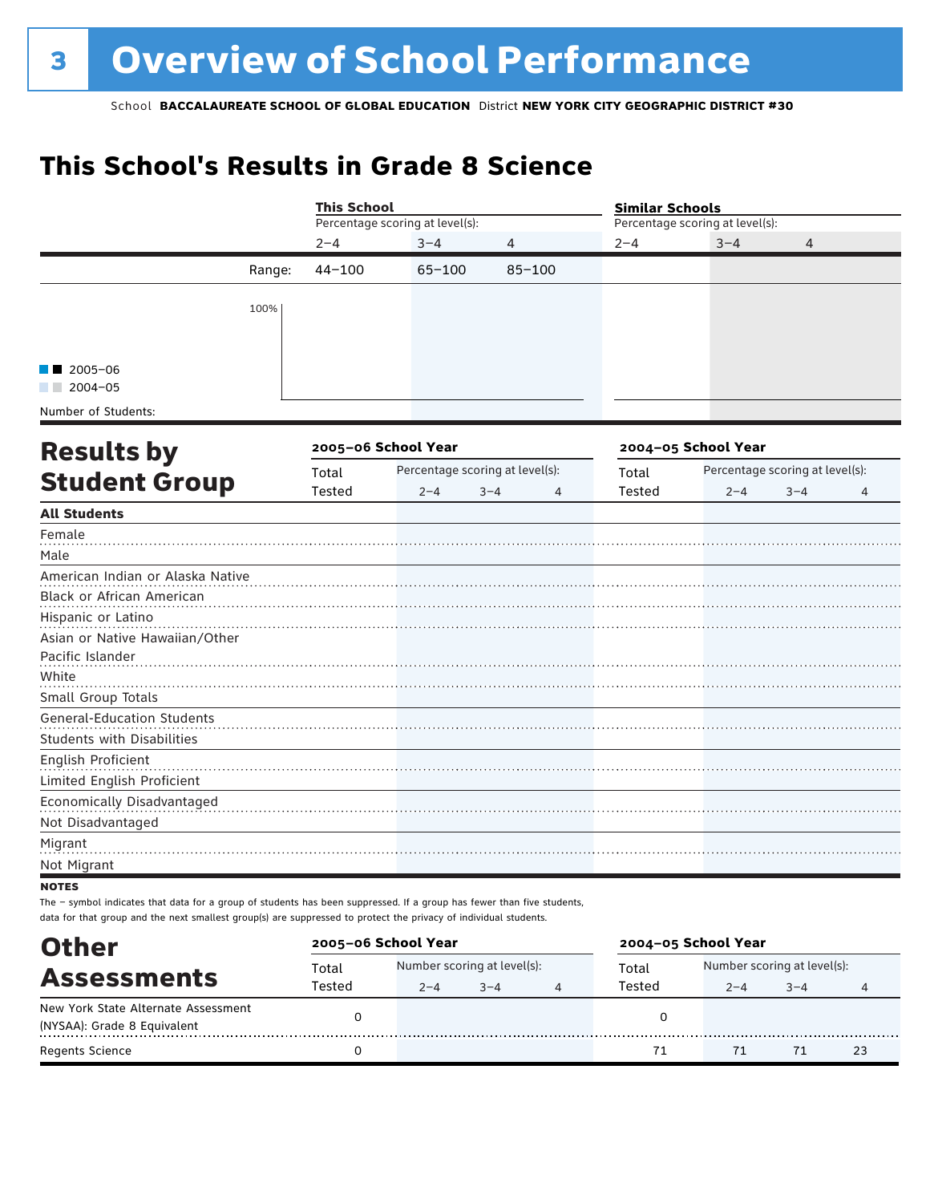# 3 Overview of School Performance

School **BACCALAUREATE SCHOOL OF GLOBAL EDUCATION** District **NEW YORK CITY GEOGRAPHIC DISTRICT #30**

## This School's Results in Grade 8 Science

| | This School | | | Similar Schools | | |
|---|---|---|---|---|---|---|
| | Percentage scoring at level(s): | | | Percentage scoring at level(s): | | |
| | 2–4 | 3–4 | 4 | 2–4 | 3–4 | 4 |
| Range: | 44–100 | 65–100 | 85–100 | | | |

100%

2005–06
2004–05

Number of Students:

## Results by Student Group

| | 2005–06 School Year | | | | 2004–05 School Year | | | |
|---|---|---|---|---|---|---|---|---|
| | Total Tested | Percentage scoring at level(s): 2–4 | 3–4 | 4 | Total Tested | Percentage scoring at level(s): 2–4 | 3–4 | 4 |
| **All Students** | | | | | | | | |
| Female | | | | | | | | |
| Male | | | | | | | | |
| American Indian or Alaska Native | | | | | | | | |
| Black or African American | | | | | | | | |
| Hispanic or Latino | | | | | | | | |
| Asian or Native Hawaiian/Other Pacific Islander | | | | | | | | |
| White | | | | | | | | |
| Small Group Totals | | | | | | | | |
| General-Education Students | | | | | | | | |
| Students with Disabilities | | | | | | | | |
| English Proficient | | | | | | | | |
| Limited English Proficient | | | | | | | | |
| Economically Disadvantaged | | | | | | | | |
| Not Disadvantaged | | | | | | | | |
| Migrant | | | | | | | | |
| Not Migrant | | | | | | | | |

**NOTES**

The – symbol indicates that data for a group of students has been suppressed. If a group has fewer than five students, data for that group and the next smallest group(s) are suppressed to protect the privacy of individual students.

## Other Assessments

| | 2005–06 School Year | | | | 2004–05 School Year | | | |
|---|---|---|---|---|---|---|---|---|
| | Total Tested | Number scoring at level(s): 2–4 | 3–4 | 4 | Total Tested | Number scoring at level(s): 2–4 | 3–4 | 4 |
| New York State Alternate Assessment (NYSAA): Grade 8 Equivalent | 0 | | | | 0 | | | |
| Regents Science | 0 | | | | 71 | 71 | 71 | 23 |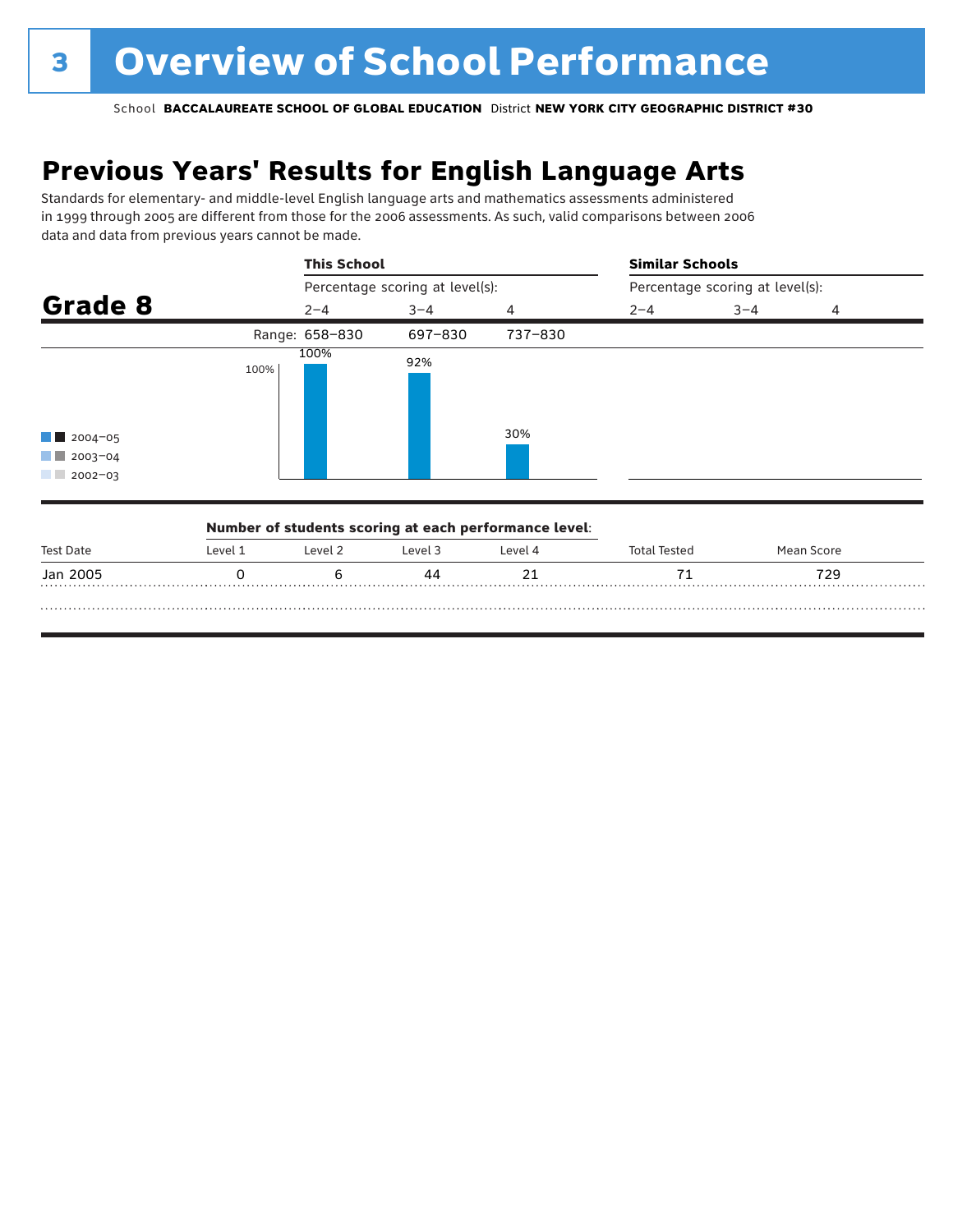# 3 Overview of School Performance

School **BACCALAUREATE SCHOOL OF GLOBAL EDUCATION** District **NEW YORK CITY GEOGRAPHIC DISTRICT #30**

## Previous Years' Results for English Language Arts

Standards for elementary- and middle-level English language arts and mathematics assessments administered in 1999 through 2005 are different from those for the 2006 assessments. As such, valid comparisons between 2006 data and data from previous years cannot be made.

### Grade 8

| | This School | | | Similar Schools | | |
|---|---|---|---|---|---|---|
| | Percentage scoring at level(s): | | | Percentage scoring at level(s): | | |
| | 2–4 | 3–4 | 4 | 2–4 | 3–4 | 4 |
| Range: | 658–830 | 697–830 | 737–830 | | | |
| 2004–05 | 100% | 92% | 30% | | | |

Legend: 2004–05, 2003–04, 2002–03

**Number of students scoring at each performance level:**

| Test Date | Level 1 | Level 2 | Level 3 | Level 4 | Total Tested | Mean Score |
|---|---|---|---|---|---|---|
| Jan 2005 | 0 | 6 | 44 | 21 | 71 | 729 |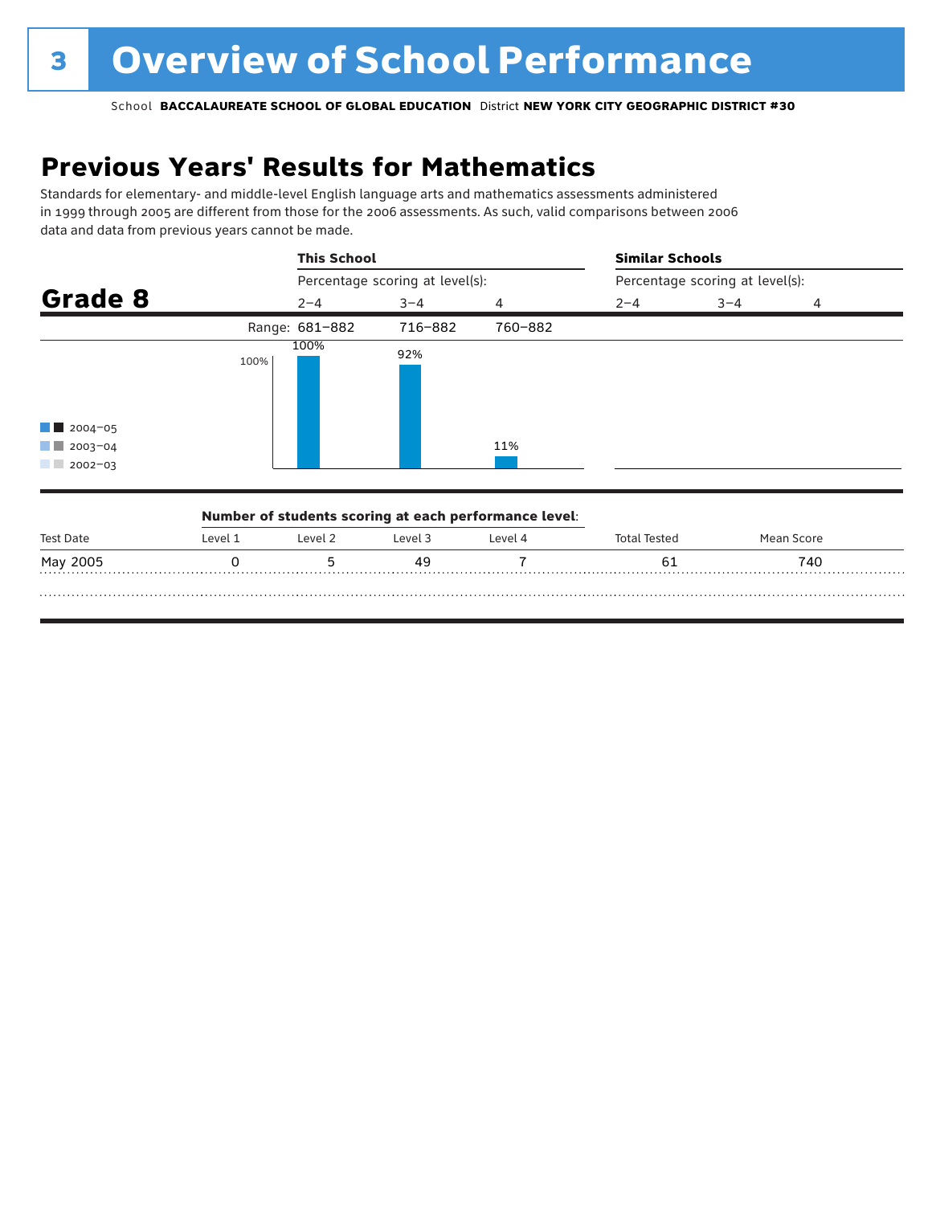# 3 Overview of School Performance

School **BACCALAUREATE SCHOOL OF GLOBAL EDUCATION** District **NEW YORK CITY GEOGRAPHIC DISTRICT #30**

## Previous Years' Results for Mathematics

Standards for elementary- and middle-level English language arts and mathematics assessments administered in 1999 through 2005 are different from those for the 2006 assessments. As such, valid comparisons between 2006 data and data from previous years cannot be made.

### Grade 8

| | This School | | | Similar Schools | | |
|---|---|---|---|---|---|---|
| | Percentage scoring at level(s): | | | Percentage scoring at level(s): | | |
| | 2–4 | 3–4 | 4 | 2–4 | 3–4 | 4 |
| Range: | 681–882 | 716–882 | 760–882 | | | |
| 2004–05 | 100% | 92% | 11% | | | |

Legend: 2004–05, 2003–04, 2002–03

**Number of students scoring at each performance level:**

| Test Date | Level 1 | Level 2 | Level 3 | Level 4 | Total Tested | Mean Score |
|---|---|---|---|---|---|---|
| May 2005 | 0 | 5 | 49 | 7 | 61 | 740 |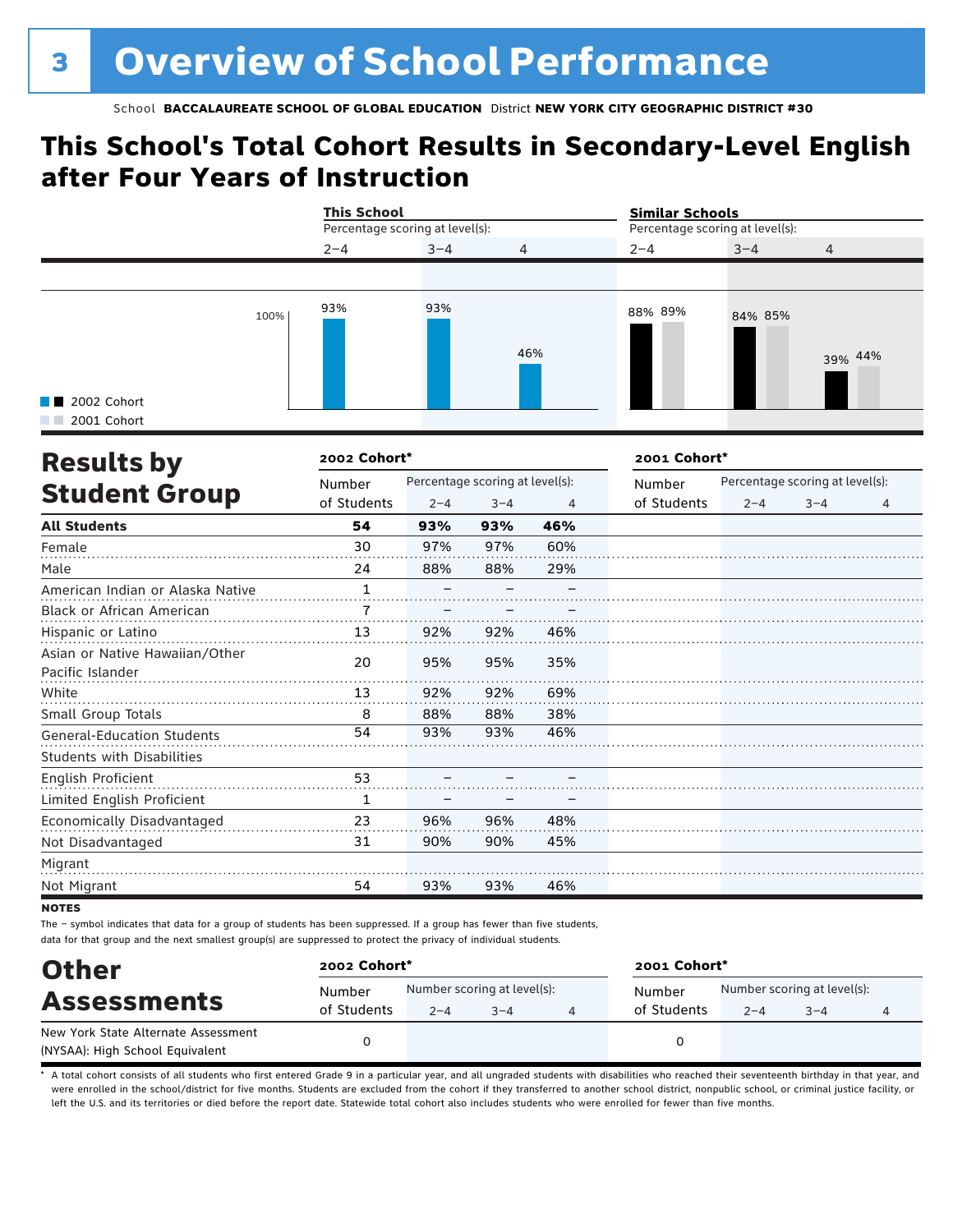# 3 Overview of School Performance

School **BACCALAUREATE SCHOOL OF GLOBAL EDUCATION** District **NEW YORK CITY GEOGRAPHIC DISTRICT #30**

## This School's Total Cohort Results in Secondary-Level English after Four Years of Instruction

| | This School | | | Similar Schools | | |
|---|---|---|---|---|---|---|
| Percentage scoring at level(s): | 2–4 | 3–4 | 4 | 2–4 | 3–4 | 4 |
| 2002 Cohort | 93% | 93% | 46% | 88% | 84% | 39% |
| 2001 Cohort | | | | 89% | 85% | 44% |

## Results by Student Group

| | 2002 Cohort* | | | | 2001 Cohort* | | | |
|---|---|---|---|---|---|---|---|---|
| | Number of Students | Percentage scoring at level(s): 2–4 | 3–4 | 4 | Number of Students | Percentage scoring at level(s): 2–4 | 3–4 | 4 |
| **All Students** | **54** | **93%** | **93%** | **46%** | | | | |
| Female | 30 | 97% | 97% | 60% | | | | |
| Male | 24 | 88% | 88% | 29% | | | | |
| American Indian or Alaska Native | 1 | – | – | – | | | | |
| Black or African American | 7 | – | – | – | | | | |
| Hispanic or Latino | 13 | 92% | 92% | 46% | | | | |
| Asian or Native Hawaiian/Other Pacific Islander | 20 | 95% | 95% | 35% | | | | |
| White | 13 | 92% | 92% | 69% | | | | |
| Small Group Totals | 8 | 88% | 88% | 38% | | | | |
| General-Education Students | 54 | 93% | 93% | 46% | | | | |
| Students with Disabilities | | | | | | | | |
| English Proficient | 53 | – | – | – | | | | |
| Limited English Proficient | 1 | – | – | – | | | | |
| Economically Disadvantaged | 23 | 96% | 96% | 48% | | | | |
| Not Disadvantaged | 31 | 90% | 90% | 45% | | | | |
| Migrant | | | | | | | | |
| Not Migrant | 54 | 93% | 93% | 46% | | | | |

**NOTES**

The – symbol indicates that data for a group of students has been suppressed. If a group has fewer than five students, data for that group and the next smallest group(s) are suppressed to protect the privacy of individual students.

## Other Assessments

| | 2002 Cohort* | | | | 2001 Cohort* | | | |
|---|---|---|---|---|---|---|---|---|
| | Number of Students | Number scoring at level(s): 2–4 | 3–4 | 4 | Number of Students | Number scoring at level(s): 2–4 | 3–4 | 4 |
| New York State Alternate Assessment (NYSAA): High School Equivalent | 0 | | | | 0 | | | |

* A total cohort consists of all students who first entered Grade 9 in a particular year, and all ungraded students with disabilities who reached their seventeenth birthday in that year, and were enrolled in the school/district for five months. Students are excluded from the cohort if they transferred to another school district, nonpublic school, or criminal justice facility, or left the U.S. and its territories or died before the report date. Statewide total cohort also includes students who were enrolled for fewer than five months.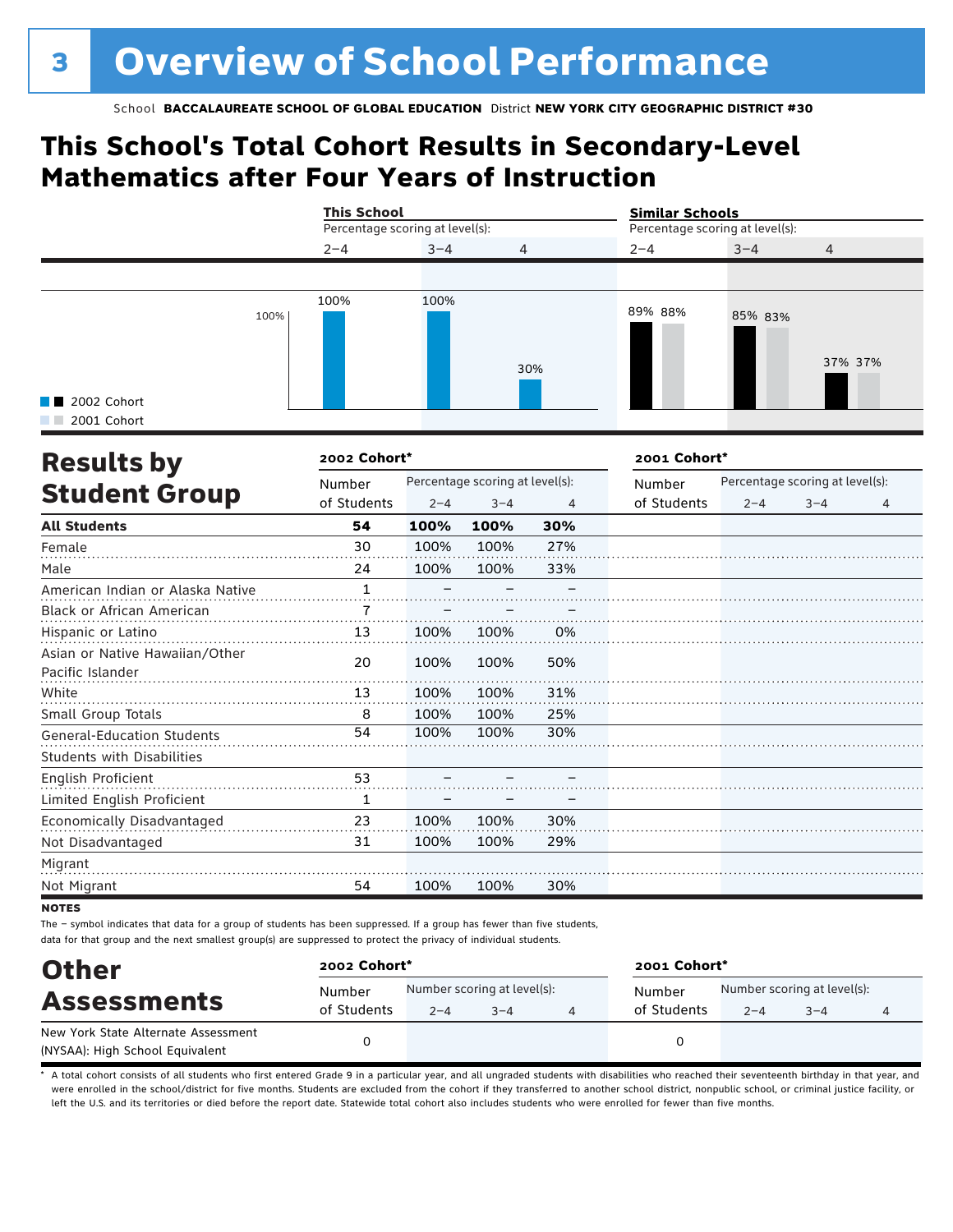# 3 Overview of School Performance

School **BACCALAUREATE SCHOOL OF GLOBAL EDUCATION** District **NEW YORK CITY GEOGRAPHIC DISTRICT #30**

## This School's Total Cohort Results in Secondary-Level Mathematics after Four Years of Instruction

| | This School: Percentage scoring at level(s): 2–4 | 3–4 | 4 | Similar Schools: Percentage scoring at level(s): 2–4 | 3–4 | 4 |
|---|---|---|---|---|---|---|
| 2002 Cohort | 100% | 100% | 30% | 89% | 85% | 37% |
| 2001 Cohort | | | | 88% | 83% | 37% |

## Results by Student Group

| | 2002 Cohort* | | | | 2001 Cohort* | | | |
|---|---|---|---|---|---|---|---|---|
| | Number of Students | Percentage scoring at level(s): 2–4 | 3–4 | 4 | Number of Students | Percentage scoring at level(s): 2–4 | 3–4 | 4 |
| **All Students** | **54** | **100%** | **100%** | **30%** | | | | |
| Female | 30 | 100% | 100% | 27% | | | | |
| Male | 24 | 100% | 100% | 33% | | | | |
| American Indian or Alaska Native | 1 | – | – | – | | | | |
| Black or African American | 7 | – | – | – | | | | |
| Hispanic or Latino | 13 | 100% | 100% | 0% | | | | |
| Asian or Native Hawaiian/Other Pacific Islander | 20 | 100% | 100% | 50% | | | | |
| White | 13 | 100% | 100% | 31% | | | | |
| Small Group Totals | 8 | 100% | 100% | 25% | | | | |
| General-Education Students | 54 | 100% | 100% | 30% | | | | |
| Students with Disabilities | | | | | | | | |
| English Proficient | 53 | – | – | – | | | | |
| Limited English Proficient | 1 | – | – | – | | | | |
| Economically Disadvantaged | 23 | 100% | 100% | 30% | | | | |
| Not Disadvantaged | 31 | 100% | 100% | 29% | | | | |
| Migrant | | | | | | | | |
| Not Migrant | 54 | 100% | 100% | 30% | | | | |

**NOTES**

The – symbol indicates that data for a group of students has been suppressed. If a group has fewer than five students, data for that group and the next smallest group(s) are suppressed to protect the privacy of individual students.

## Other Assessments

| | 2002 Cohort* | | | | 2001 Cohort* | | | |
|---|---|---|---|---|---|---|---|---|
| | Number of Students | Number scoring at level(s): 2–4 | 3–4 | 4 | Number of Students | Number scoring at level(s): 2–4 | 3–4 | 4 |
| New York State Alternate Assessment (NYSAA): High School Equivalent | 0 | | | | 0 | | | |

\* A total cohort consists of all students who first entered Grade 9 in a particular year, and all ungraded students with disabilities who reached their seventeenth birthday in that year, and were enrolled in the school/district for five months. Students are excluded from the cohort if they transferred to another school district, nonpublic school, or criminal justice facility, or left the U.S. and its territories or died before the report date. Statewide total cohort also includes students who were enrolled for fewer than five months.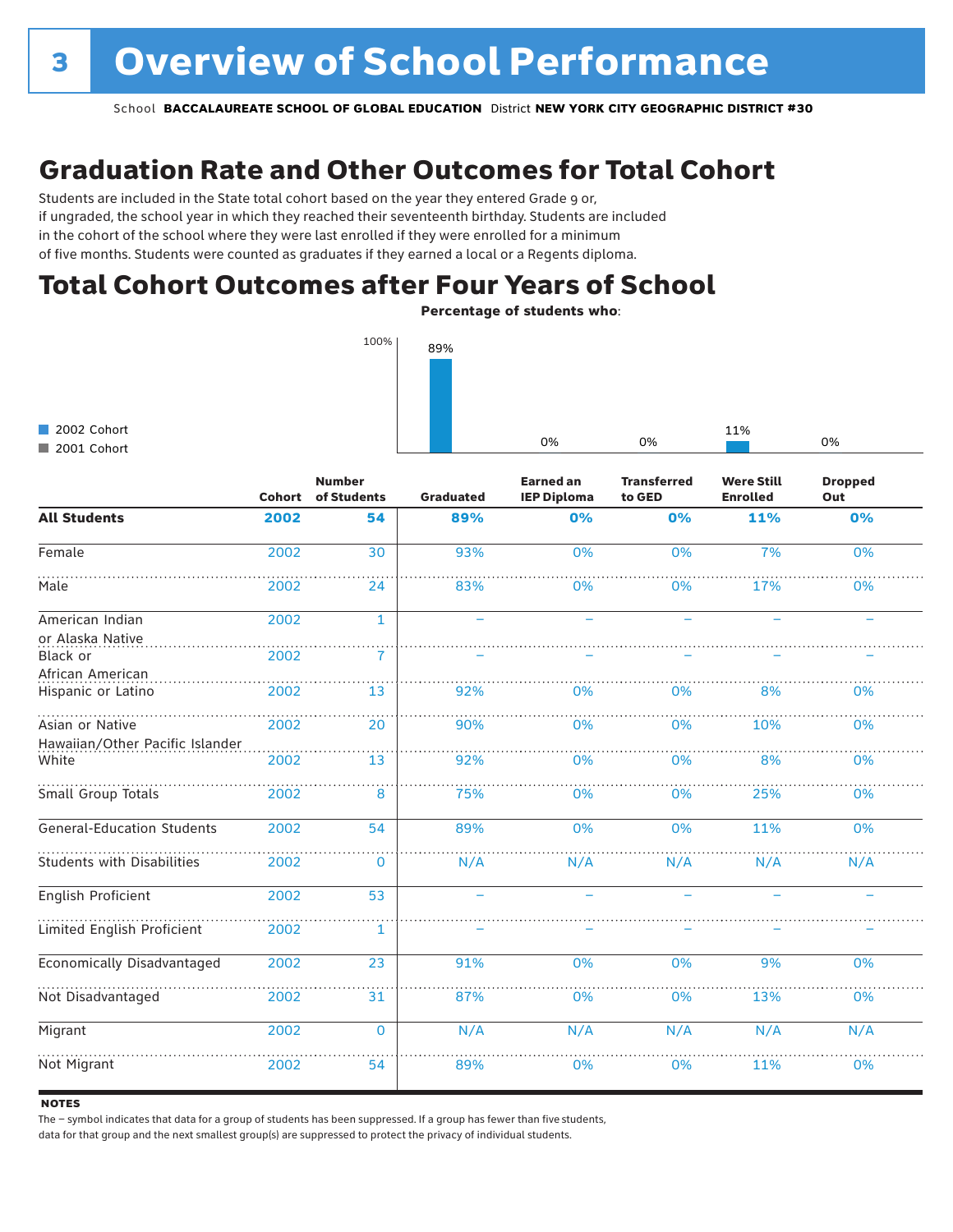# 3 Overview of School Performance

School **BACCALAUREATE SCHOOL OF GLOBAL EDUCATION** District **NEW YORK CITY GEOGRAPHIC DISTRICT #30**

## Graduation Rate and Other Outcomes for Total Cohort

Students are included in the State total cohort based on the year they entered Grade 9 or, if ungraded, the school year in which they reached their seventeenth birthday. Students are included in the cohort of the school where they were last enrolled if they were enrolled for a minimum of five months. Students were counted as graduates if they earned a local or a Regents diploma.

## Total Cohort Outcomes after Four Years of School

**Percentage of students who**:

2002 Cohort
2001 Cohort

100%
89%
0%
0%
11%
0%

| | Cohort | Number of Students | Graduated | Earned an IEP Diploma | Transferred to GED | Were Still Enrolled | Dropped Out |
|---|---|---|---|---|---|---|---|
| **All Students** | **2002** | **54** | **89%** | **0%** | **0%** | **11%** | **0%** |
| Female | 2002 | 30 | 93% | 0% | 0% | 7% | 0% |
| Male | 2002 | 24 | 83% | 0% | 0% | 17% | 0% |
| American Indian or Alaska Native | 2002 | 1 | – | – | – | – | – |
| Black or African American | 2002 | 7 | – | – | – | – | – |
| Hispanic or Latino | 2002 | 13 | 92% | 0% | 0% | 8% | 0% |
| Asian or Native Hawaiian/Other Pacific Islander | 2002 | 20 | 90% | 0% | 0% | 10% | 0% |
| White | 2002 | 13 | 92% | 0% | 0% | 8% | 0% |
| Small Group Totals | 2002 | 8 | 75% | 0% | 0% | 25% | 0% |
| General-Education Students | 2002 | 54 | 89% | 0% | 0% | 11% | 0% |
| Students with Disabilities | 2002 | 0 | N/A | N/A | N/A | N/A | N/A |
| English Proficient | 2002 | 53 | – | – | – | – | – |
| Limited English Proficient | 2002 | 1 | – | – | – | – | – |
| Economically Disadvantaged | 2002 | 23 | 91% | 0% | 0% | 9% | 0% |
| Not Disadvantaged | 2002 | 31 | 87% | 0% | 0% | 13% | 0% |
| Migrant | 2002 | 0 | N/A | N/A | N/A | N/A | N/A |
| Not Migrant | 2002 | 54 | 89% | 0% | 0% | 11% | 0% |

**NOTES**

The – symbol indicates that data for a group of students has been suppressed. If a group has fewer than five students, data for that group and the next smallest group(s) are suppressed to protect the privacy of individual students.